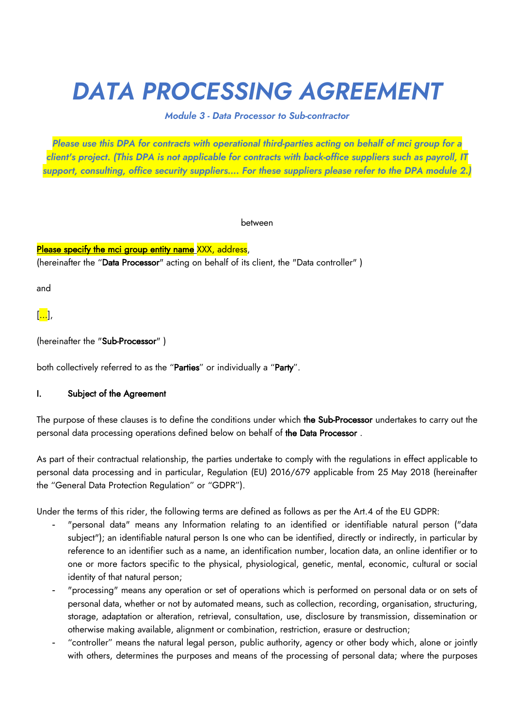# DATA PROCESSING AGREEMENT

***Module 3 - Data Processor to Sub-contractor***

***Please use this DPA for contracts with operational third-parties acting on behalf of mci group for a client's project. (This DPA is not applicable for contracts with back-office suppliers such as payroll, IT support, consulting, office security suppliers…. For these suppliers please refer to the DPA module 2.)***

between

Please specify the mci group entity name XXX, address,
(hereinafter the "**Data Processor**" acting on behalf of its client, the "Data controller" )

and

[…],

(hereinafter the "**Sub-Processor**" )

both collectively referred to as the "**Parties**" or individually a "**Party**".

## I. Subject of the Agreement

The purpose of these clauses is to define the conditions under which **the Sub-Processor** undertakes to carry out the personal data processing operations defined below on behalf of **the Data Processor** .

As part of their contractual relationship, the parties undertake to comply with the regulations in effect applicable to personal data processing and in particular, Regulation (EU) 2016/679 applicable from 25 May 2018 (hereinafter the "General Data Protection Regulation" or "GDPR").

Under the terms of this rider, the following terms are defined as follows as per the Art.4 of the EU GDPR:

- "personal data" means any Information relating to an identified or identifiable natural person ("data subject"); an identifiable natural person Is one who can be identified, directly or indirectly, in particular by reference to an identifier such as a name, an identification number, location data, an online identifier or to one or more factors specific to the physical, physiological, genetic, mental, economic, cultural or social identity of that natural person;
- "processing" means any operation or set of operations which is performed on personal data or on sets of personal data, whether or not by automated means, such as collection, recording, organisation, structuring, storage, adaptation or alteration, retrieval, consultation, use, disclosure by transmission, dissemination or otherwise making available, alignment or combination, restriction, erasure or destruction;
- "controller" means the natural legal person, public authority, agency or other body which, alone or jointly with others, determines the purposes and means of the processing of personal data; where the purposes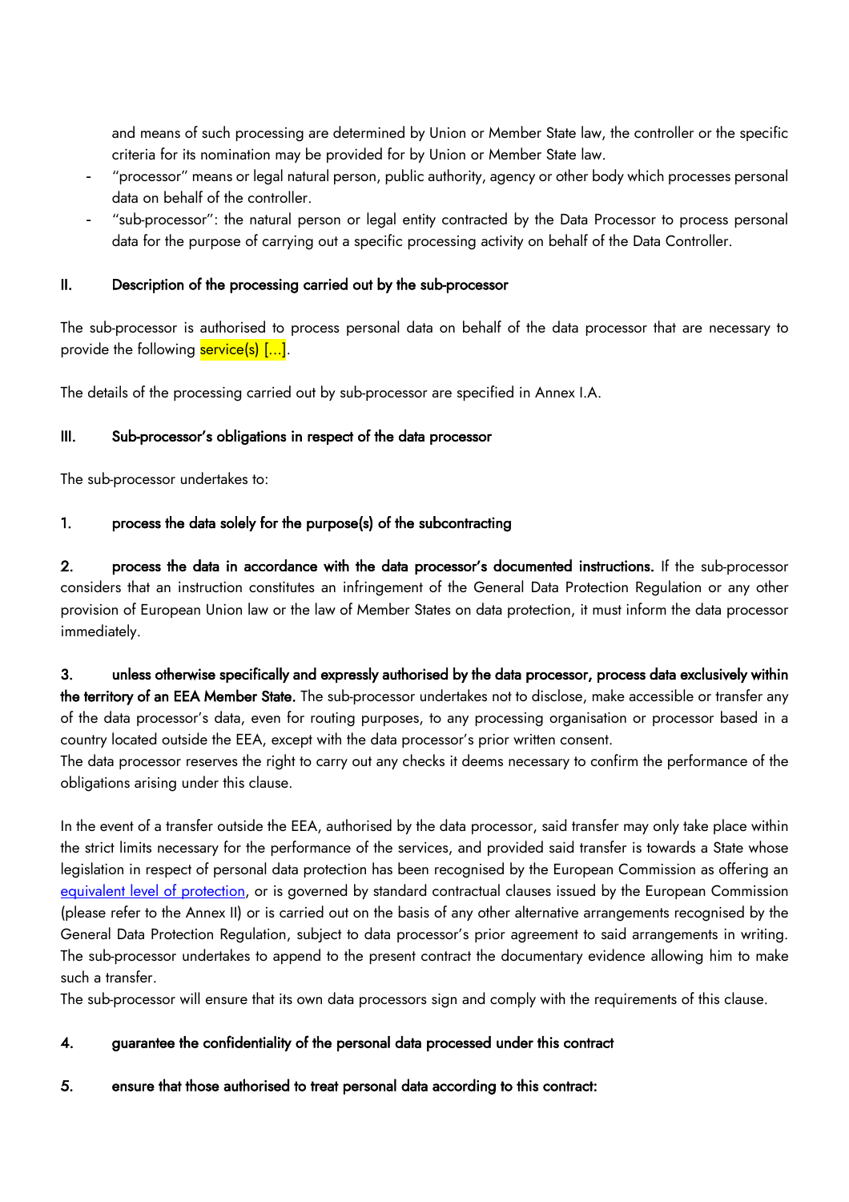and means of such processing are determined by Union or Member State law, the controller or the specific criteria for its nomination may be provided for by Union or Member State law.

- "processor" means or legal natural person, public authority, agency or other body which processes personal data on behalf of the controller.
- "sub-processor": the natural person or legal entity contracted by the Data Processor to process personal data for the purpose of carrying out a specific processing activity on behalf of the Data Controller.

## II. Description of the processing carried out by the sub-processor

The sub-processor is authorised to process personal data on behalf of the data processor that are necessary to provide the following service(s) […].

The details of the processing carried out by sub-processor are specified in Annex I.A.

## III. Sub-processor's obligations in respect of the data processor

The sub-processor undertakes to:

**1. process the data solely for the purpose(s) of the subcontracting**

**2. process the data in accordance with the data processor's documented instructions.** If the sub-processor considers that an instruction constitutes an infringement of the General Data Protection Regulation or any other provision of European Union law or the law of Member States on data protection, it must inform the data processor immediately.

**3. unless otherwise specifically and expressly authorised by the data processor, process data exclusively within the territory of an EEA Member State.** The sub-processor undertakes not to disclose, make accessible or transfer any of the data processor's data, even for routing purposes, to any processing organisation or processor based in a country located outside the EEA, except with the data processor's prior written consent.
The data processor reserves the right to carry out any checks it deems necessary to confirm the performance of the obligations arising under this clause.

In the event of a transfer outside the EEA, authorised by the data processor, said transfer may only take place within the strict limits necessary for the performance of the services, and provided said transfer is towards a State whose legislation in respect of personal data protection has been recognised by the European Commission as offering an equivalent level of protection, or is governed by standard contractual clauses issued by the European Commission (please refer to the Annex II) or is carried out on the basis of any other alternative arrangements recognised by the General Data Protection Regulation, subject to data processor's prior agreement to said arrangements in writing. The sub-processor undertakes to append to the present contract the documentary evidence allowing him to make such a transfer.
The sub-processor will ensure that its own data processors sign and comply with the requirements of this clause.

**4. guarantee the confidentiality of the personal data processed under this contract**

**5. ensure that those authorised to treat personal data according to this contract:**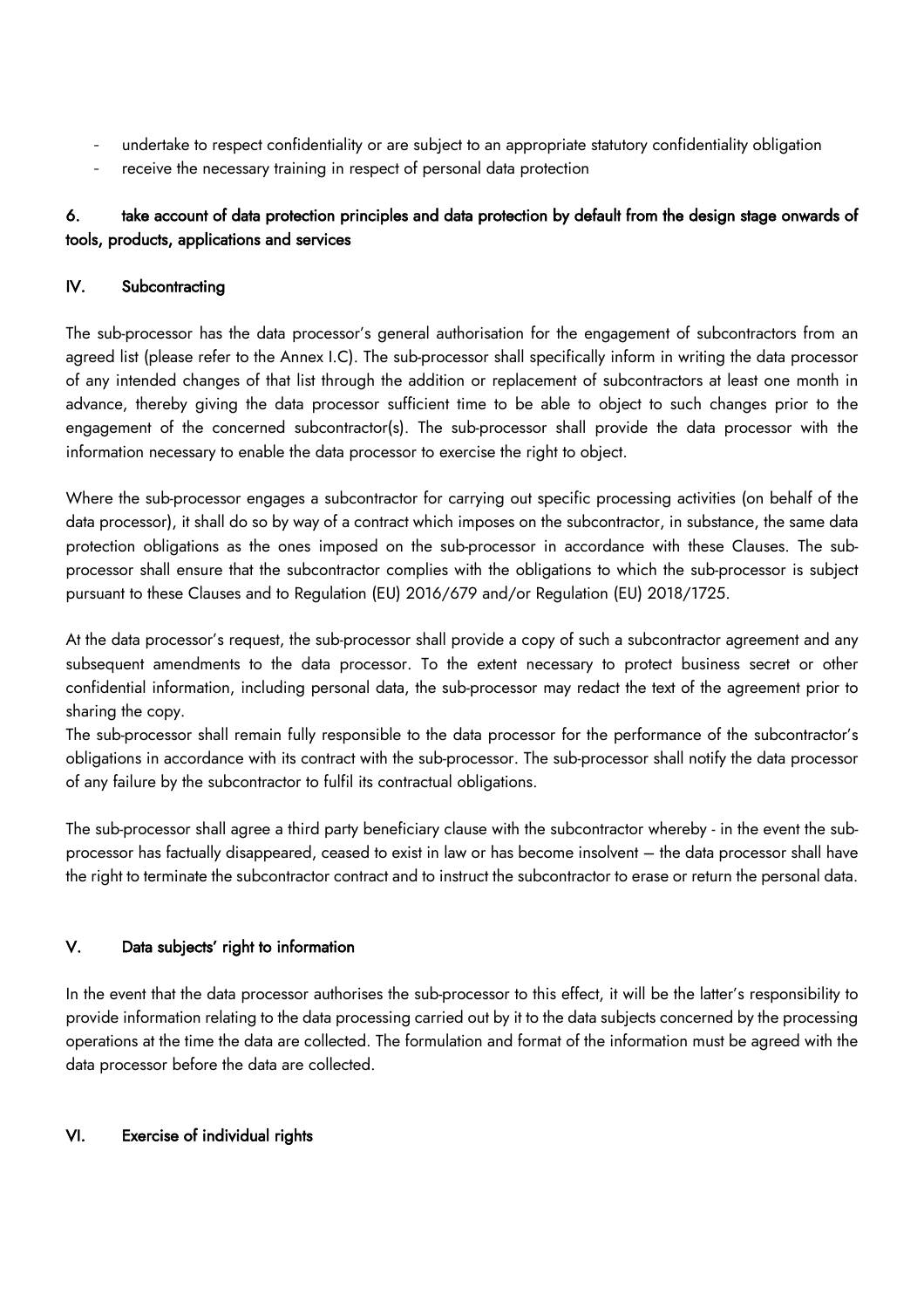- undertake to respect confidentiality or are subject to an appropriate statutory confidentiality obligation
- receive the necessary training in respect of personal data protection

**6. take account of data protection principles and data protection by default from the design stage onwards of tools, products, applications and services**

## IV. Subcontracting

The sub-processor has the data processor's general authorisation for the engagement of subcontractors from an agreed list (please refer to the Annex I.C). The sub-processor shall specifically inform in writing the data processor of any intended changes of that list through the addition or replacement of subcontractors at least one month in advance, thereby giving the data processor sufficient time to be able to object to such changes prior to the engagement of the concerned subcontractor(s). The sub-processor shall provide the data processor with the information necessary to enable the data processor to exercise the right to object.

Where the sub-processor engages a subcontractor for carrying out specific processing activities (on behalf of the data processor), it shall do so by way of a contract which imposes on the subcontractor, in substance, the same data protection obligations as the ones imposed on the sub-processor in accordance with these Clauses. The sub-processor shall ensure that the subcontractor complies with the obligations to which the sub-processor is subject pursuant to these Clauses and to Regulation (EU) 2016/679 and/or Regulation (EU) 2018/1725.

At the data processor's request, the sub-processor shall provide a copy of such a subcontractor agreement and any subsequent amendments to the data processor. To the extent necessary to protect business secret or other confidential information, including personal data, the sub-processor may redact the text of the agreement prior to sharing the copy.
The sub-processor shall remain fully responsible to the data processor for the performance of the subcontractor's obligations in accordance with its contract with the sub-processor. The sub-processor shall notify the data processor of any failure by the subcontractor to fulfil its contractual obligations.

The sub-processor shall agree a third party beneficiary clause with the subcontractor whereby - in the event the sub-processor has factually disappeared, ceased to exist in law or has become insolvent – the data processor shall have the right to terminate the subcontractor contract and to instruct the subcontractor to erase or return the personal data.

## V. Data subjects' right to information

In the event that the data processor authorises the sub-processor to this effect, it will be the latter's responsibility to provide information relating to the data processing carried out by it to the data subjects concerned by the processing operations at the time the data are collected. The formulation and format of the information must be agreed with the data processor before the data are collected.

## VI. Exercise of individual rights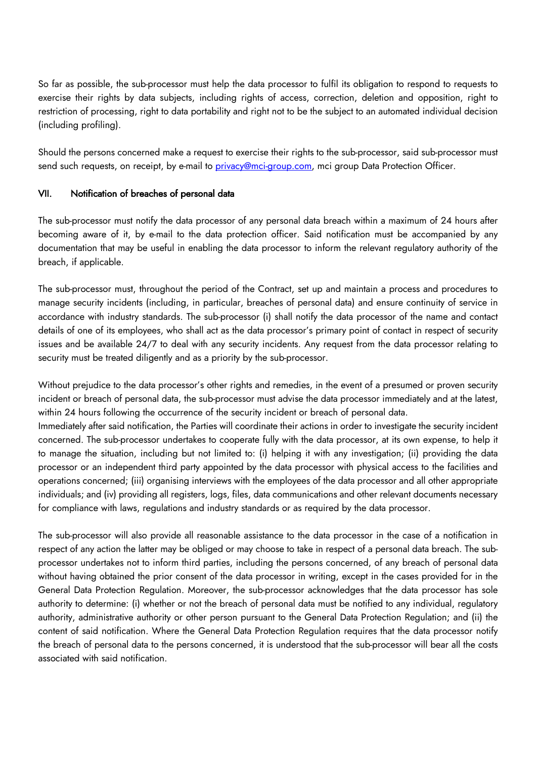So far as possible, the sub-processor must help the data processor to fulfil its obligation to respond to requests to exercise their rights by data subjects, including rights of access, correction, deletion and opposition, right to restriction of processing, right to data portability and right not to be the subject to an automated individual decision (including profiling).

Should the persons concerned make a request to exercise their rights to the sub-processor, said sub-processor must send such requests, on receipt, by e-mail to [privacy@mci-group.com](mailto:privacy@mci-group.com), mci group Data Protection Officer.

## VII. Notification of breaches of personal data

The sub-processor must notify the data processor of any personal data breach within a maximum of 24 hours after becoming aware of it, by e-mail to the data protection officer. Said notification must be accompanied by any documentation that may be useful in enabling the data processor to inform the relevant regulatory authority of the breach, if applicable.

The sub-processor must, throughout the period of the Contract, set up and maintain a process and procedures to manage security incidents (including, in particular, breaches of personal data) and ensure continuity of service in accordance with industry standards. The sub-processor (i) shall notify the data processor of the name and contact details of one of its employees, who shall act as the data processor's primary point of contact in respect of security issues and be available 24/7 to deal with any security incidents. Any request from the data processor relating to security must be treated diligently and as a priority by the sub-processor.

Without prejudice to the data processor's other rights and remedies, in the event of a presumed or proven security incident or breach of personal data, the sub-processor must advise the data processor immediately and at the latest, within 24 hours following the occurrence of the security incident or breach of personal data.
Immediately after said notification, the Parties will coordinate their actions in order to investigate the security incident concerned. The sub-processor undertakes to cooperate fully with the data processor, at its own expense, to help it to manage the situation, including but not limited to: (i) helping it with any investigation; (ii) providing the data processor or an independent third party appointed by the data processor with physical access to the facilities and operations concerned; (iii) organising interviews with the employees of the data processor and all other appropriate individuals; and (iv) providing all registers, logs, files, data communications and other relevant documents necessary for compliance with laws, regulations and industry standards or as required by the data processor.

The sub-processor will also provide all reasonable assistance to the data processor in the case of a notification in respect of any action the latter may be obliged or may choose to take in respect of a personal data breach. The sub-processor undertakes not to inform third parties, including the persons concerned, of any breach of personal data without having obtained the prior consent of the data processor in writing, except in the cases provided for in the General Data Protection Regulation. Moreover, the sub-processor acknowledges that the data processor has sole authority to determine: (i) whether or not the breach of personal data must be notified to any individual, regulatory authority, administrative authority or other person pursuant to the General Data Protection Regulation; and (ii) the content of said notification. Where the General Data Protection Regulation requires that the data processor notify the breach of personal data to the persons concerned, it is understood that the sub-processor will bear all the costs associated with said notification.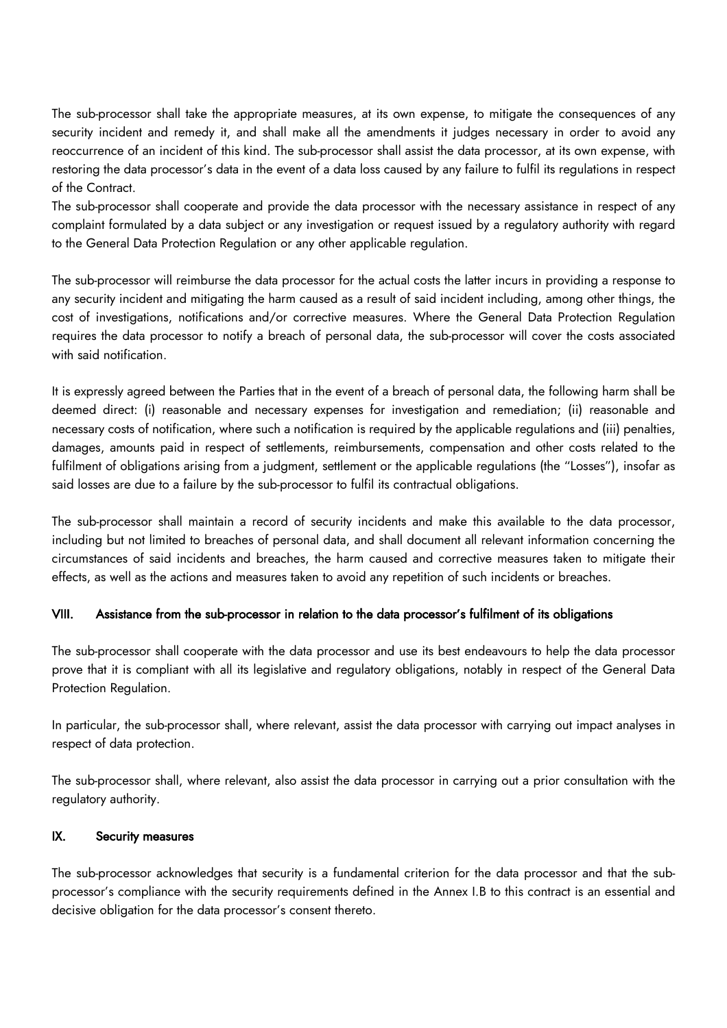The sub-processor shall take the appropriate measures, at its own expense, to mitigate the consequences of any security incident and remedy it, and shall make all the amendments it judges necessary in order to avoid any reoccurrence of an incident of this kind. The sub-processor shall assist the data processor, at its own expense, with restoring the data processor's data in the event of a data loss caused by any failure to fulfil its regulations in respect of the Contract.
The sub-processor shall cooperate and provide the data processor with the necessary assistance in respect of any complaint formulated by a data subject or any investigation or request issued by a regulatory authority with regard to the General Data Protection Regulation or any other applicable regulation.

The sub-processor will reimburse the data processor for the actual costs the latter incurs in providing a response to any security incident and mitigating the harm caused as a result of said incident including, among other things, the cost of investigations, notifications and/or corrective measures. Where the General Data Protection Regulation requires the data processor to notify a breach of personal data, the sub-processor will cover the costs associated with said notification.

It is expressly agreed between the Parties that in the event of a breach of personal data, the following harm shall be deemed direct: (i) reasonable and necessary expenses for investigation and remediation; (ii) reasonable and necessary costs of notification, where such a notification is required by the applicable regulations and (iii) penalties, damages, amounts paid in respect of settlements, reimbursements, compensation and other costs related to the fulfilment of obligations arising from a judgment, settlement or the applicable regulations (the "Losses"), insofar as said losses are due to a failure by the sub-processor to fulfil its contractual obligations.

The sub-processor shall maintain a record of security incidents and make this available to the data processor, including but not limited to breaches of personal data, and shall document all relevant information concerning the circumstances of said incidents and breaches, the harm caused and corrective measures taken to mitigate their effects, as well as the actions and measures taken to avoid any repetition of such incidents or breaches.

## VIII. Assistance from the sub-processor in relation to the data processor's fulfilment of its obligations

The sub-processor shall cooperate with the data processor and use its best endeavours to help the data processor prove that it is compliant with all its legislative and regulatory obligations, notably in respect of the General Data Protection Regulation.

In particular, the sub-processor shall, where relevant, assist the data processor with carrying out impact analyses in respect of data protection.

The sub-processor shall, where relevant, also assist the data processor in carrying out a prior consultation with the regulatory authority.

## IX. Security measures

The sub-processor acknowledges that security is a fundamental criterion for the data processor and that the sub-processor's compliance with the security requirements defined in the Annex I.B to this contract is an essential and decisive obligation for the data processor's consent thereto.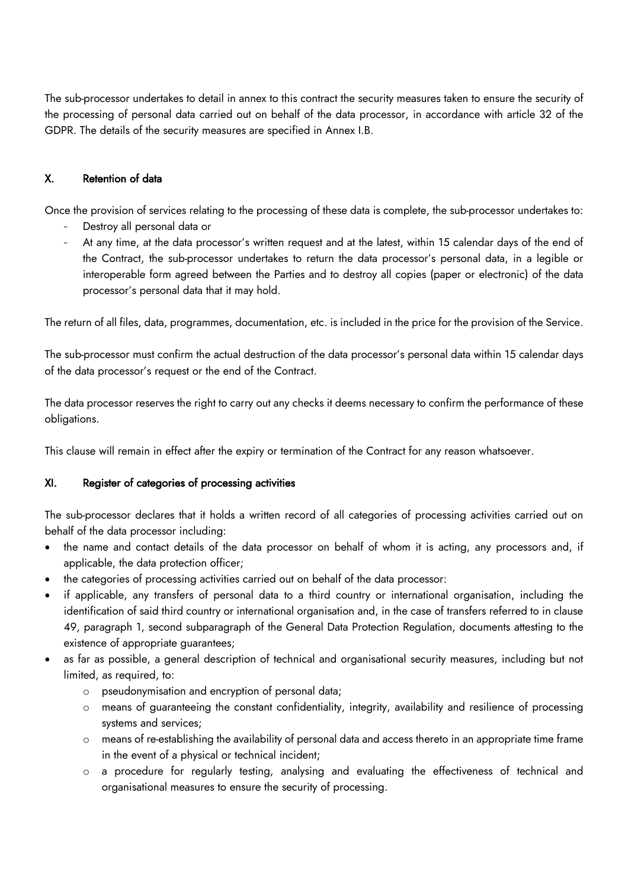The sub-processor undertakes to detail in annex to this contract the security measures taken to ensure the security of the processing of personal data carried out on behalf of the data processor, in accordance with article 32 of the GDPR. The details of the security measures are specified in Annex I.B.

## X. Retention of data

Once the provision of services relating to the processing of these data is complete, the sub-processor undertakes to:

- Destroy all personal data or
- At any time, at the data processor's written request and at the latest, within 15 calendar days of the end of the Contract, the sub-processor undertakes to return the data processor's personal data, in a legible or interoperable form agreed between the Parties and to destroy all copies (paper or electronic) of the data processor's personal data that it may hold.

The return of all files, data, programmes, documentation, etc. is included in the price for the provision of the Service.

The sub-processor must confirm the actual destruction of the data processor's personal data within 15 calendar days of the data processor's request or the end of the Contract.

The data processor reserves the right to carry out any checks it deems necessary to confirm the performance of these obligations.

This clause will remain in effect after the expiry or termination of the Contract for any reason whatsoever.

## XI. Register of categories of processing activities

The sub-processor declares that it holds a written record of all categories of processing activities carried out on behalf of the data processor including:

- the name and contact details of the data processor on behalf of whom it is acting, any processors and, if applicable, the data protection officer;
- the categories of processing activities carried out on behalf of the data processor:
- if applicable, any transfers of personal data to a third country or international organisation, including the identification of said third country or international organisation and, in the case of transfers referred to in clause 49, paragraph 1, second subparagraph of the General Data Protection Regulation, documents attesting to the existence of appropriate guarantees;
- as far as possible, a general description of technical and organisational security measures, including but not limited, as required, to:
  - pseudonymisation and encryption of personal data;
  - means of guaranteeing the constant confidentiality, integrity, availability and resilience of processing systems and services;
  - means of re-establishing the availability of personal data and access thereto in an appropriate time frame in the event of a physical or technical incident;
  - a procedure for regularly testing, analysing and evaluating the effectiveness of technical and organisational measures to ensure the security of processing.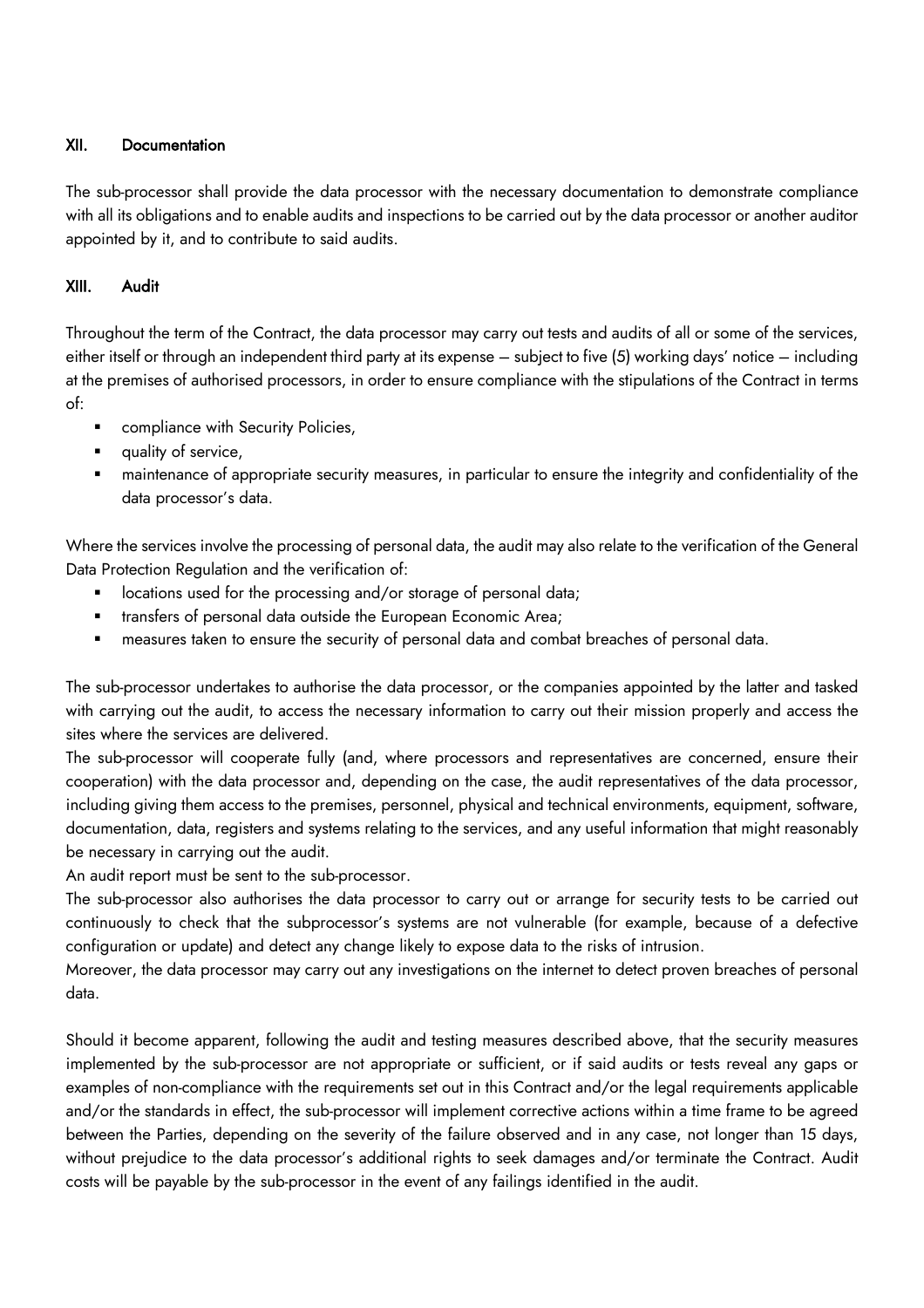## XII. Documentation

The sub-processor shall provide the data processor with the necessary documentation to demonstrate compliance with all its obligations and to enable audits and inspections to be carried out by the data processor or another auditor appointed by it, and to contribute to said audits.

## XIII. Audit

Throughout the term of the Contract, the data processor may carry out tests and audits of all or some of the services, either itself or through an independent third party at its expense – subject to five (5) working days' notice – including at the premises of authorised processors, in order to ensure compliance with the stipulations of the Contract in terms of:

- compliance with Security Policies,
- quality of service,
- maintenance of appropriate security measures, in particular to ensure the integrity and confidentiality of the data processor's data.

Where the services involve the processing of personal data, the audit may also relate to the verification of the General Data Protection Regulation and the verification of:

- locations used for the processing and/or storage of personal data;
- transfers of personal data outside the European Economic Area;
- measures taken to ensure the security of personal data and combat breaches of personal data.

The sub-processor undertakes to authorise the data processor, or the companies appointed by the latter and tasked with carrying out the audit, to access the necessary information to carry out their mission properly and access the sites where the services are delivered.

The sub-processor will cooperate fully (and, where processors and representatives are concerned, ensure their cooperation) with the data processor and, depending on the case, the audit representatives of the data processor, including giving them access to the premises, personnel, physical and technical environments, equipment, software, documentation, data, registers and systems relating to the services, and any useful information that might reasonably be necessary in carrying out the audit.

An audit report must be sent to the sub-processor.

The sub-processor also authorises the data processor to carry out or arrange for security tests to be carried out continuously to check that the subprocessor's systems are not vulnerable (for example, because of a defective configuration or update) and detect any change likely to expose data to the risks of intrusion.

Moreover, the data processor may carry out any investigations on the internet to detect proven breaches of personal data.

Should it become apparent, following the audit and testing measures described above, that the security measures implemented by the sub-processor are not appropriate or sufficient, or if said audits or tests reveal any gaps or examples of non-compliance with the requirements set out in this Contract and/or the legal requirements applicable and/or the standards in effect, the sub-processor will implement corrective actions within a time frame to be agreed between the Parties, depending on the severity of the failure observed and in any case, not longer than 15 days, without prejudice to the data processor's additional rights to seek damages and/or terminate the Contract. Audit costs will be payable by the sub-processor in the event of any failings identified in the audit.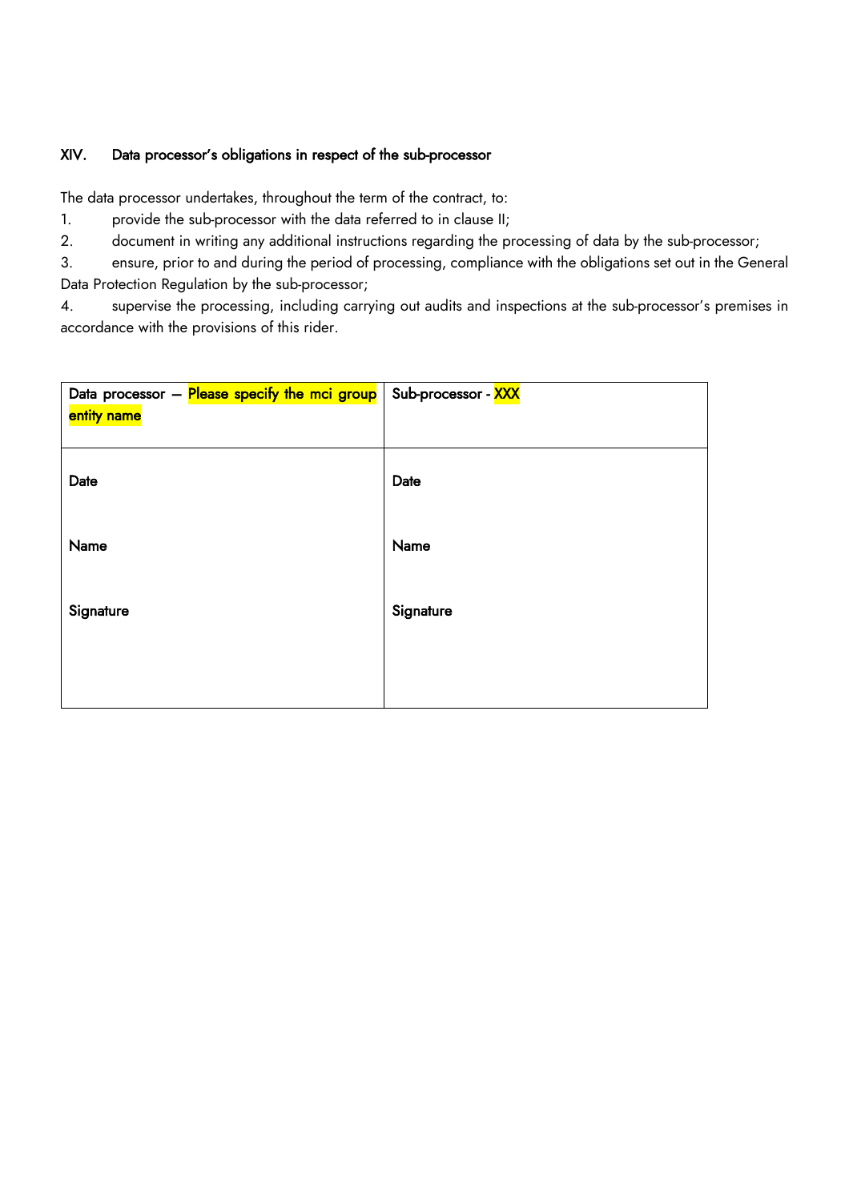## XIV. Data processor's obligations in respect of the sub-processor

The data processor undertakes, throughout the term of the contract, to:

1. provide the sub-processor with the data referred to in clause II;
2. document in writing any additional instructions regarding the processing of data by the sub-processor;
3. ensure, prior to and during the period of processing, compliance with the obligations set out in the General Data Protection Regulation by the sub-processor;
4. supervise the processing, including carrying out audits and inspections at the sub-processor's premises in accordance with the provisions of this rider.

| Data processor – Please specify the mci group entity name | Sub-processor - XXX |
|---|---|
| Date<br><br>Name<br><br>Signature | Date<br><br>Name<br><br>Signature |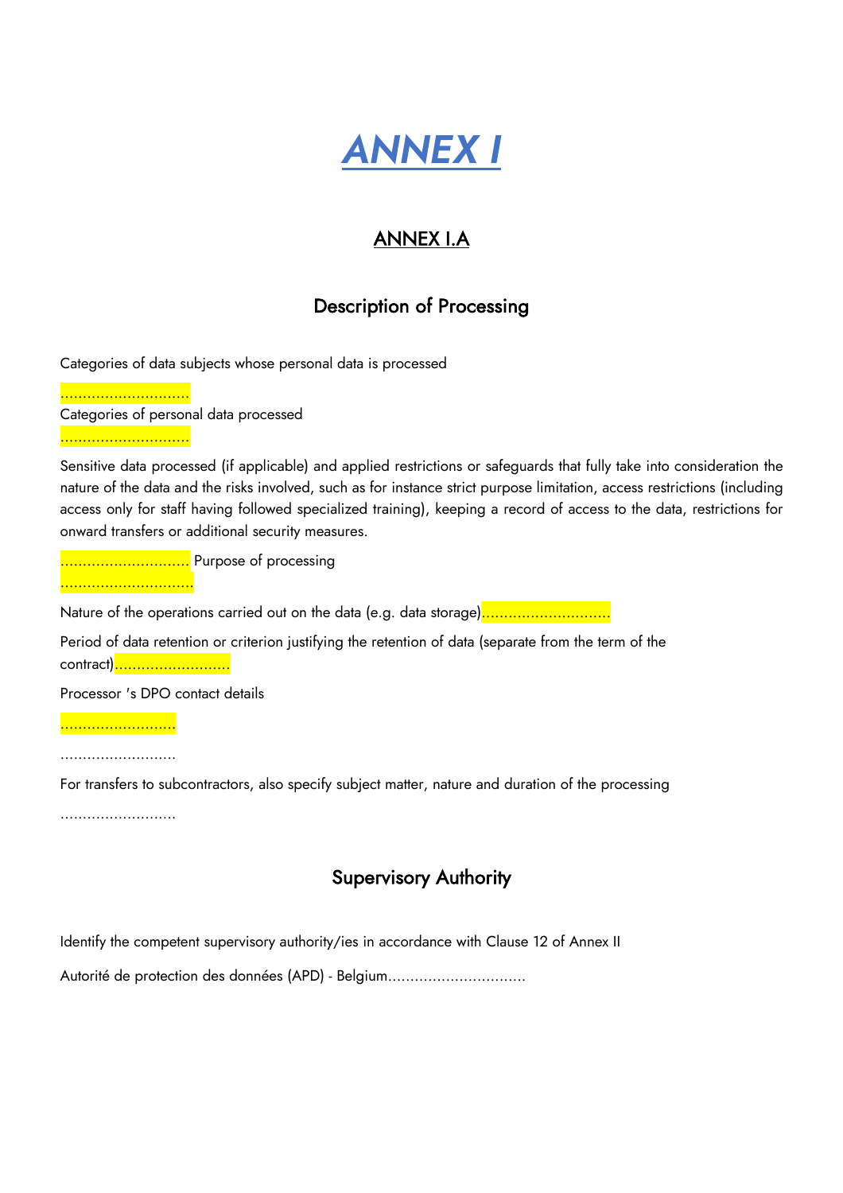# *ANNEX I*

## ANNEX I.A

### Description of Processing

Categories of data subjects whose personal data is processed

…………………………

Categories of personal data processed

…………………………

Sensitive data processed (if applicable) and applied restrictions or safeguards that fully take into consideration the nature of the data and the risks involved, such as for instance strict purpose limitation, access restrictions (including access only for staff having followed specialized training), keeping a record of access to the data, restrictions for onward transfers or additional security measures.

………………………… Purpose of processing

…………………………

Nature of the operations carried out on the data (e.g. data storage)…………………………

Period of data retention or criterion justifying the retention of data (separate from the term of the contract)……………………..

Processor 's DPO contact details

……………………..

……………………..

For transfers to subcontractors, also specify subject matter, nature and duration of the processing

……………………..

### Supervisory Authority

Identify the competent supervisory authority/ies in accordance with Clause 12 of Annex II

Autorité de protection des données (APD) - Belgium…………………………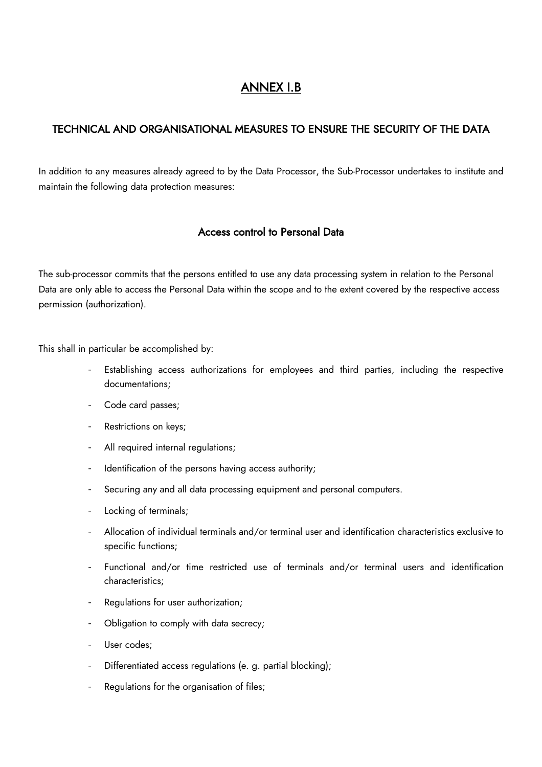# ANNEX I.B

## TECHNICAL AND ORGANISATIONAL MEASURES TO ENSURE THE SECURITY OF THE DATA

In addition to any measures already agreed to by the Data Processor, the Sub-Processor undertakes to institute and maintain the following data protection measures:

### Access control to Personal Data

The sub-processor commits that the persons entitled to use any data processing system in relation to the Personal Data are only able to access the Personal Data within the scope and to the extent covered by the respective access permission (authorization).

This shall in particular be accomplished by:

- Establishing access authorizations for employees and third parties, including the respective documentations;
- Code card passes;
- Restrictions on keys;
- All required internal regulations;
- Identification of the persons having access authority;
- Securing any and all data processing equipment and personal computers.
- Locking of terminals;
- Allocation of individual terminals and/or terminal user and identification characteristics exclusive to specific functions;
- Functional and/or time restricted use of terminals and/or terminal users and identification characteristics;
- Regulations for user authorization;
- Obligation to comply with data secrecy;
- User codes;
- Differentiated access regulations (e. g. partial blocking);
- Regulations for the organisation of files;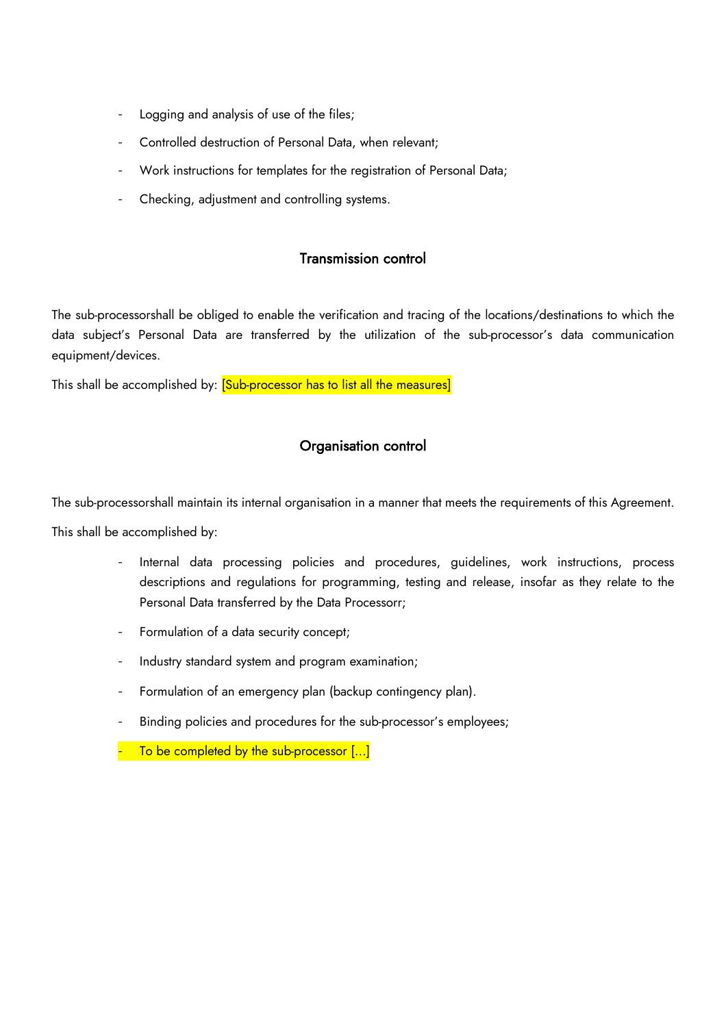- Logging and analysis of use of the files;
- Controlled destruction of Personal Data, when relevant;
- Work instructions for templates for the registration of Personal Data;
- Checking, adjustment and controlling systems.

## Transmission control

The sub-processorshall be obliged to enable the verification and tracing of the locations/destinations to which the data subject's Personal Data are transferred by the utilization of the sub-processor's data communication equipment/devices.

This shall be accomplished by: [Sub-processor has to list all the measures]

## Organisation control

The sub-processorshall maintain its internal organisation in a manner that meets the requirements of this Agreement.

This shall be accomplished by:

- Internal data processing policies and procedures, guidelines, work instructions, process descriptions and regulations for programming, testing and release, insofar as they relate to the Personal Data transferred by the Data Processorr;
- Formulation of a data security concept;
- Industry standard system and program examination;
- Formulation of an emergency plan (backup contingency plan).
- Binding policies and procedures for the sub-processor's employees;
- To be completed by the sub-processor [...]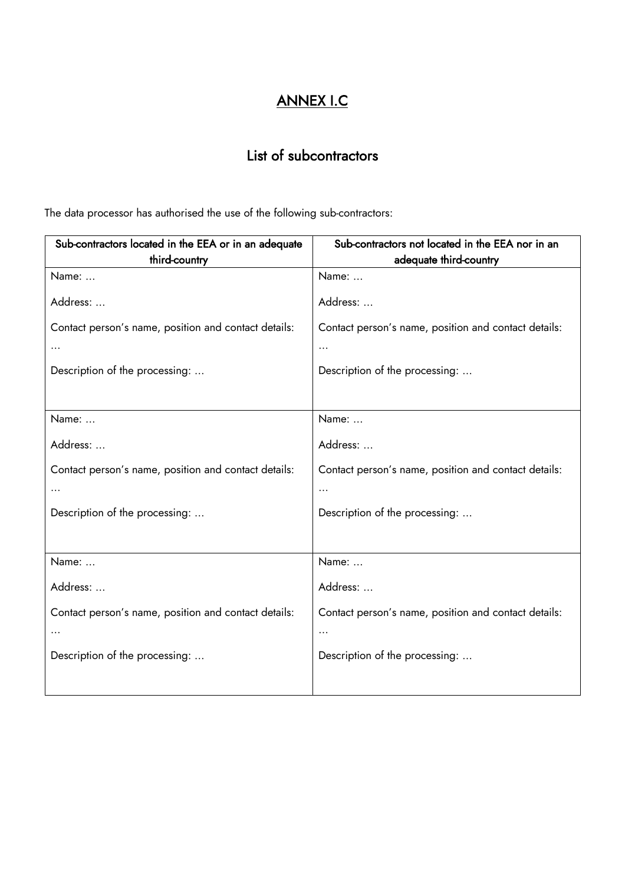# ANNEX I.C

## List of subcontractors

The data processor has authorised the use of the following sub-contractors:

| Sub-contractors located in the EEA or in an adequate third-country | Sub-contractors not located in the EEA nor in an adequate third-country |
|---|---|
| Name: …<br><br>Address: …<br><br>Contact person's name, position and contact details: …<br><br>Description of the processing: … | Name: …<br><br>Address: …<br><br>Contact person's name, position and contact details: …<br><br>Description of the processing: … |
| Name: …<br><br>Address: …<br><br>Contact person's name, position and contact details: …<br><br>Description of the processing: … | Name: …<br><br>Address: …<br><br>Contact person's name, position and contact details: …<br><br>Description of the processing: … |
| Name: …<br><br>Address: …<br><br>Contact person's name, position and contact details: …<br><br>Description of the processing: … | Name: …<br><br>Address: …<br><br>Contact person's name, position and contact details: …<br><br>Description of the processing: … |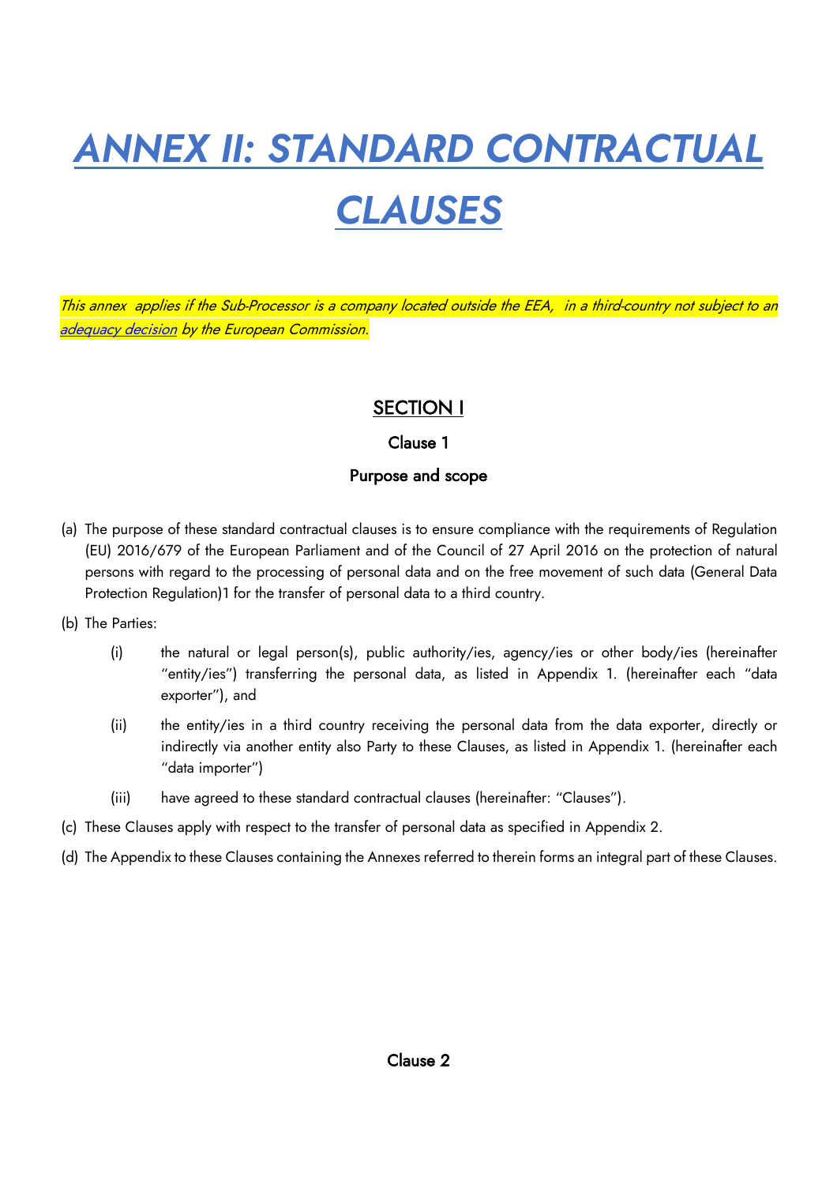# *ANNEX II: STANDARD CONTRACTUAL CLAUSES*

*This annex applies if the Sub-Processor is a company located outside the EEA, in a third-country not subject to an [adequacy decision](adequacy decision) by the European Commission.*

## SECTION I

### Clause 1

### Purpose and scope

(a) The purpose of these standard contractual clauses is to ensure compliance with the requirements of Regulation (EU) 2016/679 of the European Parliament and of the Council of 27 April 2016 on the protection of natural persons with regard to the processing of personal data and on the free movement of such data (General Data Protection Regulation)1 for the transfer of personal data to a third country.

(b) The Parties:

- (i) the natural or legal person(s), public authority/ies, agency/ies or other body/ies (hereinafter "entity/ies") transferring the personal data, as listed in Appendix 1. (hereinafter each "data exporter"), and
- (ii) the entity/ies in a third country receiving the personal data from the data exporter, directly or indirectly via another entity also Party to these Clauses, as listed in Appendix 1. (hereinafter each "data importer")
- (iii) have agreed to these standard contractual clauses (hereinafter: "Clauses").

(c) These Clauses apply with respect to the transfer of personal data as specified in Appendix 2.

(d) The Appendix to these Clauses containing the Annexes referred to therein forms an integral part of these Clauses.

### Clause 2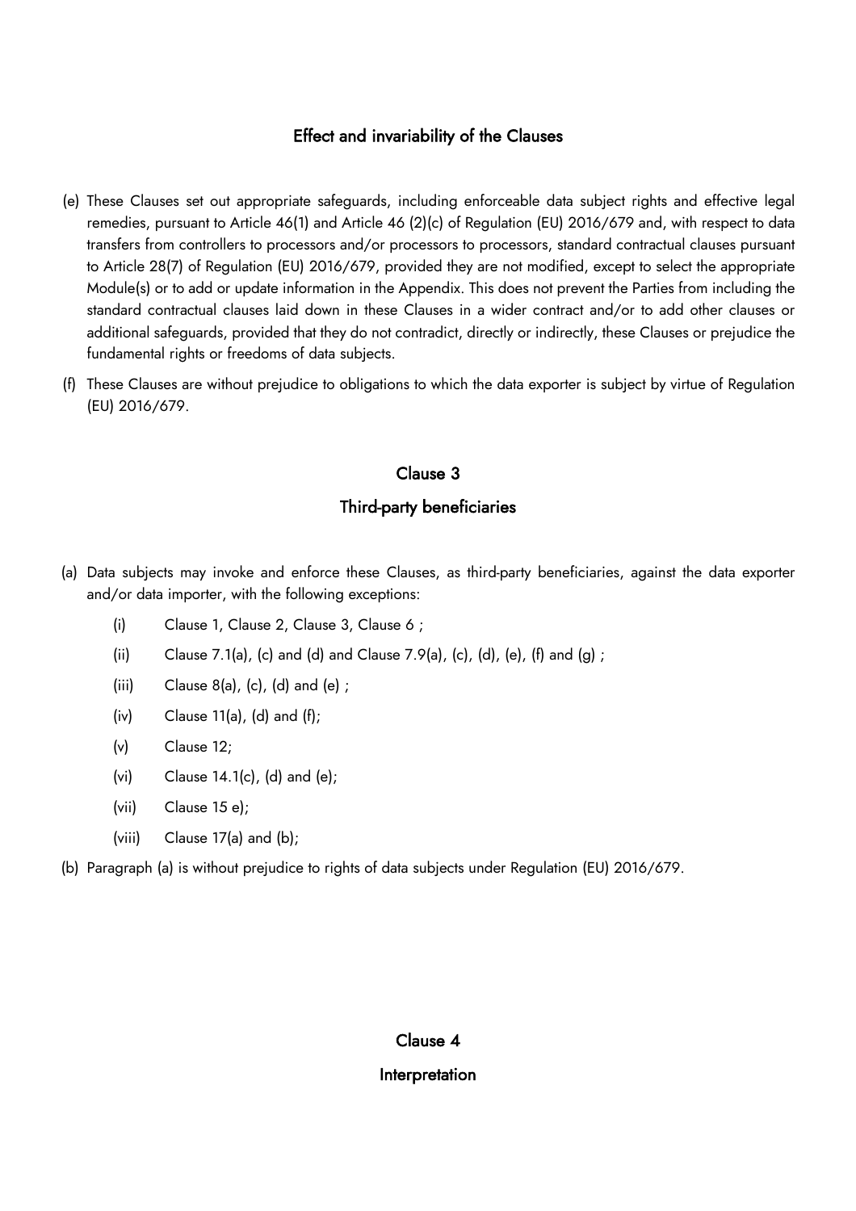### Effect and invariability of the Clauses

(e) These Clauses set out appropriate safeguards, including enforceable data subject rights and effective legal remedies, pursuant to Article 46(1) and Article 46 (2)(c) of Regulation (EU) 2016/679 and, with respect to data transfers from controllers to processors and/or processors to processors, standard contractual clauses pursuant to Article 28(7) of Regulation (EU) 2016/679, provided they are not modified, except to select the appropriate Module(s) or to add or update information in the Appendix. This does not prevent the Parties from including the standard contractual clauses laid down in these Clauses in a wider contract and/or to add other clauses or additional safeguards, provided that they do not contradict, directly or indirectly, these Clauses or prejudice the fundamental rights or freedoms of data subjects.

(f) These Clauses are without prejudice to obligations to which the data exporter is subject by virtue of Regulation (EU) 2016/679.

## Clause 3

### Third-party beneficiaries

(a) Data subjects may invoke and enforce these Clauses, as third-party beneficiaries, against the data exporter and/or data importer, with the following exceptions:

   (i) Clause 1, Clause 2, Clause 3, Clause 6 ;

   (ii) Clause 7.1(a), (c) and (d) and Clause 7.9(a), (c), (d), (e), (f) and (g) ;

   (iii) Clause 8(a), (c), (d) and (e) ;

   (iv) Clause 11(a), (d) and (f);

   (v) Clause 12;

   (vi) Clause 14.1(c), (d) and (e);

   (vii) Clause 15 e);

   (viii) Clause 17(a) and (b);

(b) Paragraph (a) is without prejudice to rights of data subjects under Regulation (EU) 2016/679.

## Clause 4

### Interpretation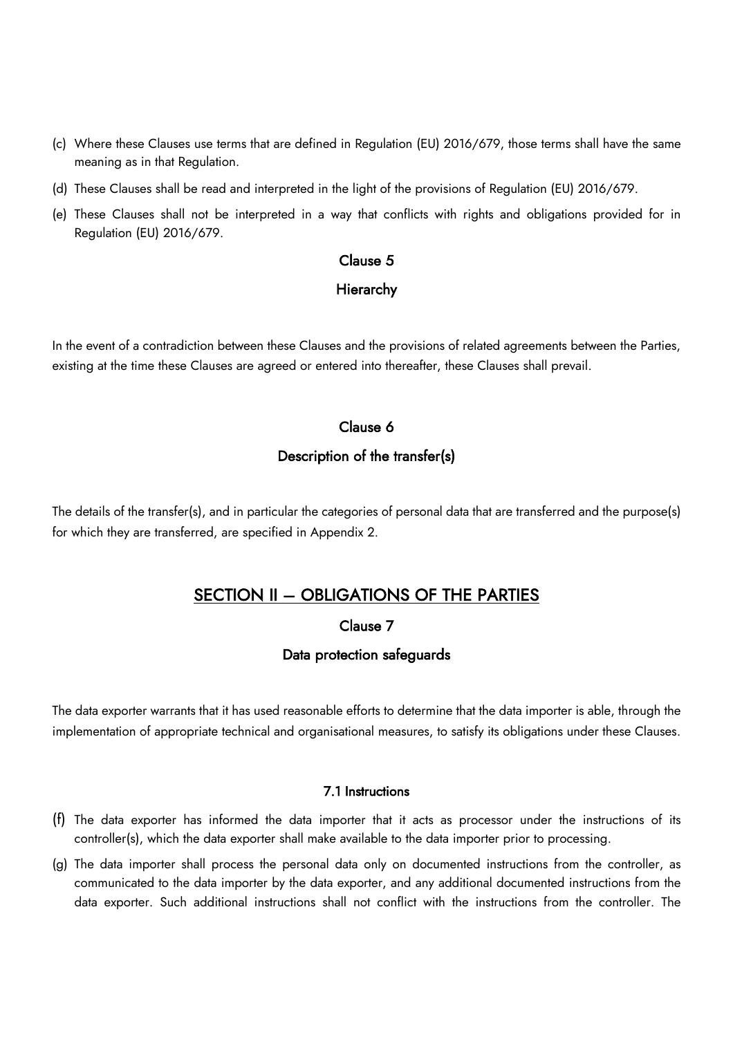(c) Where these Clauses use terms that are defined in Regulation (EU) 2016/679, those terms shall have the same meaning as in that Regulation.

(d) These Clauses shall be read and interpreted in the light of the provisions of Regulation (EU) 2016/679.

(e) These Clauses shall not be interpreted in a way that conflicts with rights and obligations provided for in Regulation (EU) 2016/679.

### Clause 5

### Hierarchy

In the event of a contradiction between these Clauses and the provisions of related agreements between the Parties, existing at the time these Clauses are agreed or entered into thereafter, these Clauses shall prevail.

### Clause 6

### Description of the transfer(s)

The details of the transfer(s), and in particular the categories of personal data that are transferred and the purpose(s) for which they are transferred, are specified in Appendix 2.

## SECTION II – OBLIGATIONS OF THE PARTIES

### Clause 7

### Data protection safeguards

The data exporter warrants that it has used reasonable efforts to determine that the data importer is able, through the implementation of appropriate technical and organisational measures, to satisfy its obligations under these Clauses.

#### 7.1 Instructions

(f) The data exporter has informed the data importer that it acts as processor under the instructions of its controller(s), which the data exporter shall make available to the data importer prior to processing.

(g) The data importer shall process the personal data only on documented instructions from the controller, as communicated to the data importer by the data exporter, and any additional documented instructions from the data exporter. Such additional instructions shall not conflict with the instructions from the controller. The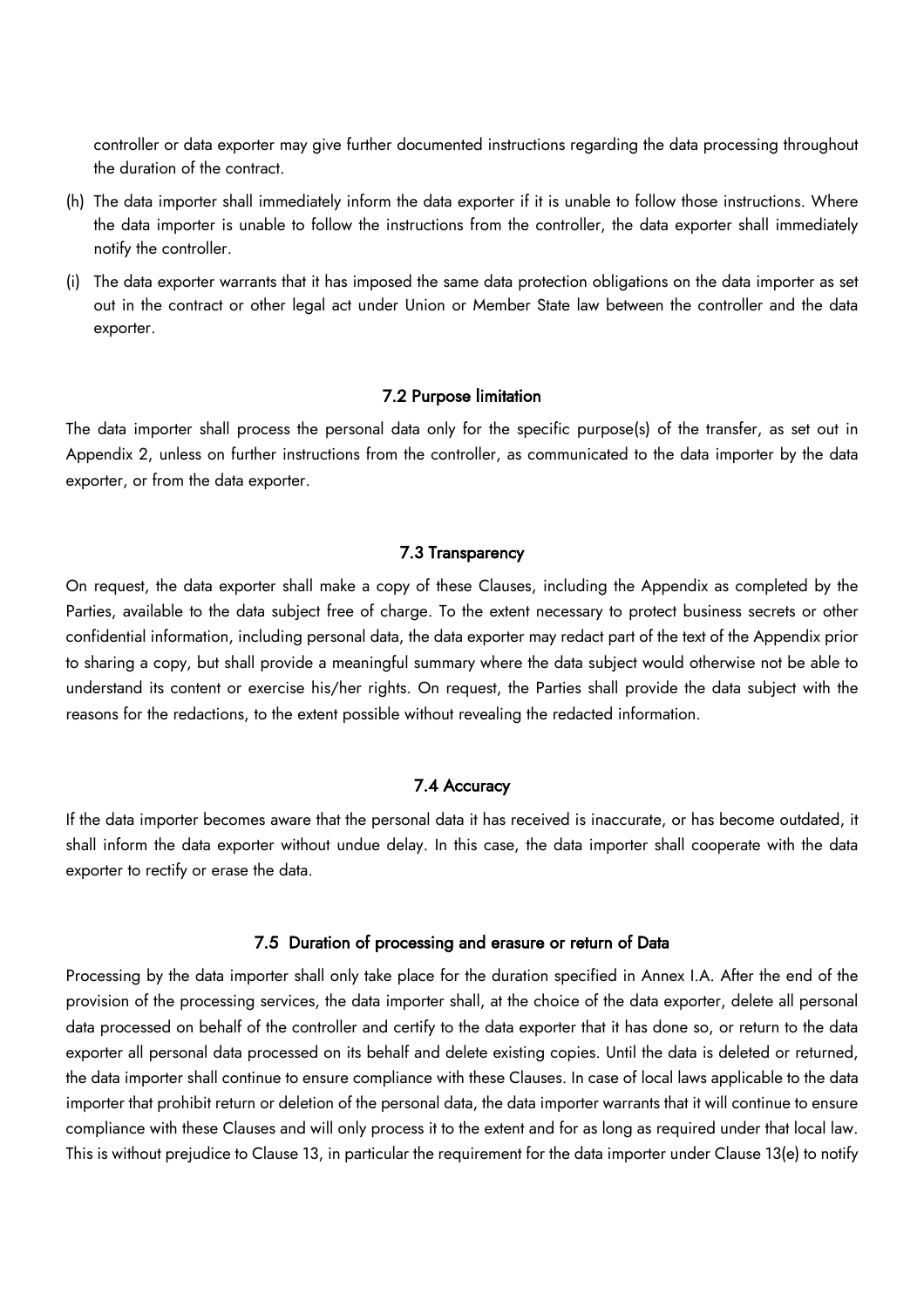controller or data exporter may give further documented instructions regarding the data processing throughout the duration of the contract.

(h) The data importer shall immediately inform the data exporter if it is unable to follow those instructions. Where the data importer is unable to follow the instructions from the controller, the data exporter shall immediately notify the controller.

(i) The data exporter warrants that it has imposed the same data protection obligations on the data importer as set out in the contract or other legal act under Union or Member State law between the controller and the data exporter.

### 7.2 Purpose limitation

The data importer shall process the personal data only for the specific purpose(s) of the transfer, as set out in Appendix 2, unless on further instructions from the controller, as communicated to the data importer by the data exporter, or from the data exporter.

### 7.3 Transparency

On request, the data exporter shall make a copy of these Clauses, including the Appendix as completed by the Parties, available to the data subject free of charge. To the extent necessary to protect business secrets or other confidential information, including personal data, the data exporter may redact part of the text of the Appendix prior to sharing a copy, but shall provide a meaningful summary where the data subject would otherwise not be able to understand its content or exercise his/her rights. On request, the Parties shall provide the data subject with the reasons for the redactions, to the extent possible without revealing the redacted information.

### 7.4 Accuracy

If the data importer becomes aware that the personal data it has received is inaccurate, or has become outdated, it shall inform the data exporter without undue delay. In this case, the data importer shall cooperate with the data exporter to rectify or erase the data.

### 7.5 Duration of processing and erasure or return of Data

Processing by the data importer shall only take place for the duration specified in Annex I.A. After the end of the provision of the processing services, the data importer shall, at the choice of the data exporter, delete all personal data processed on behalf of the controller and certify to the data exporter that it has done so, or return to the data exporter all personal data processed on its behalf and delete existing copies. Until the data is deleted or returned, the data importer shall continue to ensure compliance with these Clauses. In case of local laws applicable to the data importer that prohibit return or deletion of the personal data, the data importer warrants that it will continue to ensure compliance with these Clauses and will only process it to the extent and for as long as required under that local law. This is without prejudice to Clause 13, in particular the requirement for the data importer under Clause 13(e) to notify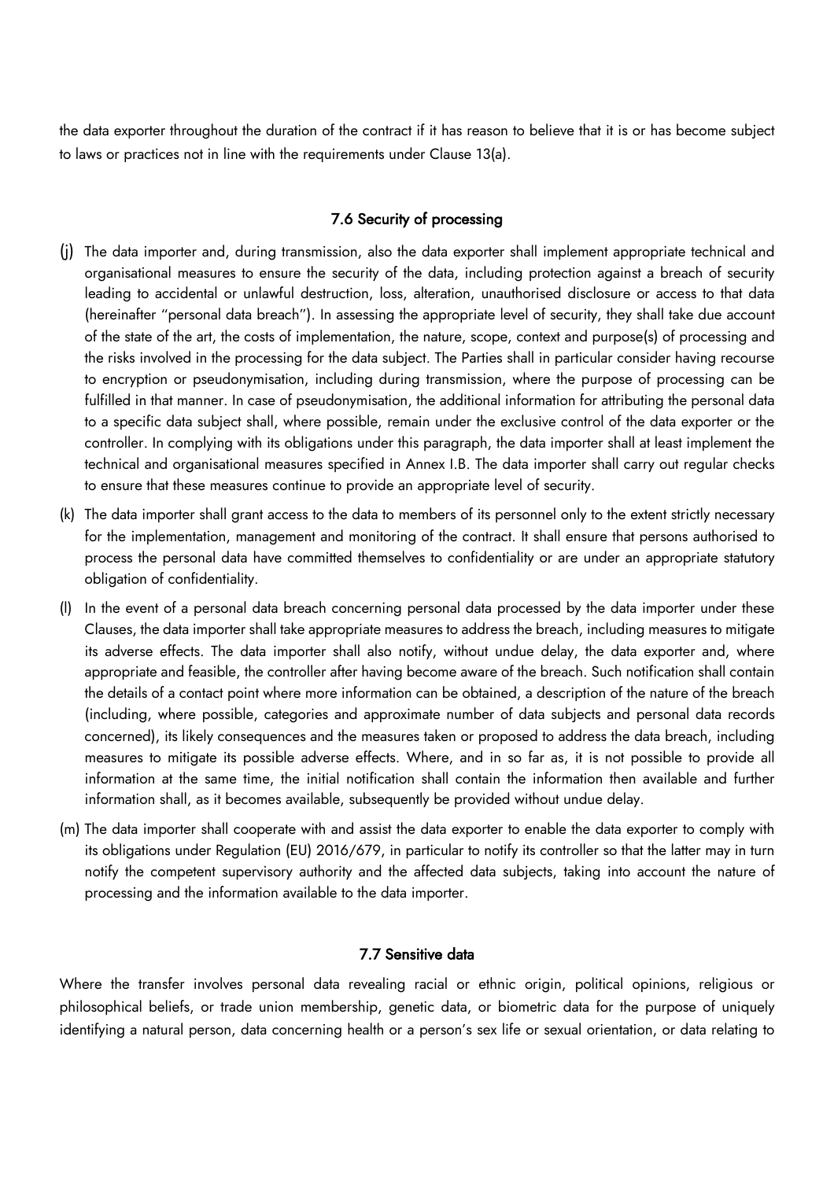the data exporter throughout the duration of the contract if it has reason to believe that it is or has become subject to laws or practices not in line with the requirements under Clause 13(a).

### 7.6 Security of processing

(j) The data importer and, during transmission, also the data exporter shall implement appropriate technical and organisational measures to ensure the security of the data, including protection against a breach of security leading to accidental or unlawful destruction, loss, alteration, unauthorised disclosure or access to that data (hereinafter "personal data breach"). In assessing the appropriate level of security, they shall take due account of the state of the art, the costs of implementation, the nature, scope, context and purpose(s) of processing and the risks involved in the processing for the data subject. The Parties shall in particular consider having recourse to encryption or pseudonymisation, including during transmission, where the purpose of processing can be fulfilled in that manner. In case of pseudonymisation, the additional information for attributing the personal data to a specific data subject shall, where possible, remain under the exclusive control of the data exporter or the controller. In complying with its obligations under this paragraph, the data importer shall at least implement the technical and organisational measures specified in Annex I.B. The data importer shall carry out regular checks to ensure that these measures continue to provide an appropriate level of security.

(k) The data importer shall grant access to the data to members of its personnel only to the extent strictly necessary for the implementation, management and monitoring of the contract. It shall ensure that persons authorised to process the personal data have committed themselves to confidentiality or are under an appropriate statutory obligation of confidentiality.

(l) In the event of a personal data breach concerning personal data processed by the data importer under these Clauses, the data importer shall take appropriate measures to address the breach, including measures to mitigate its adverse effects. The data importer shall also notify, without undue delay, the data exporter and, where appropriate and feasible, the controller after having become aware of the breach. Such notification shall contain the details of a contact point where more information can be obtained, a description of the nature of the breach (including, where possible, categories and approximate number of data subjects and personal data records concerned), its likely consequences and the measures taken or proposed to address the data breach, including measures to mitigate its possible adverse effects. Where, and in so far as, it is not possible to provide all information at the same time, the initial notification shall contain the information then available and further information shall, as it becomes available, subsequently be provided without undue delay.

(m) The data importer shall cooperate with and assist the data exporter to enable the data exporter to comply with its obligations under Regulation (EU) 2016/679, in particular to notify its controller so that the latter may in turn notify the competent supervisory authority and the affected data subjects, taking into account the nature of processing and the information available to the data importer.

### 7.7 Sensitive data

Where the transfer involves personal data revealing racial or ethnic origin, political opinions, religious or philosophical beliefs, or trade union membership, genetic data, or biometric data for the purpose of uniquely identifying a natural person, data concerning health or a person's sex life or sexual orientation, or data relating to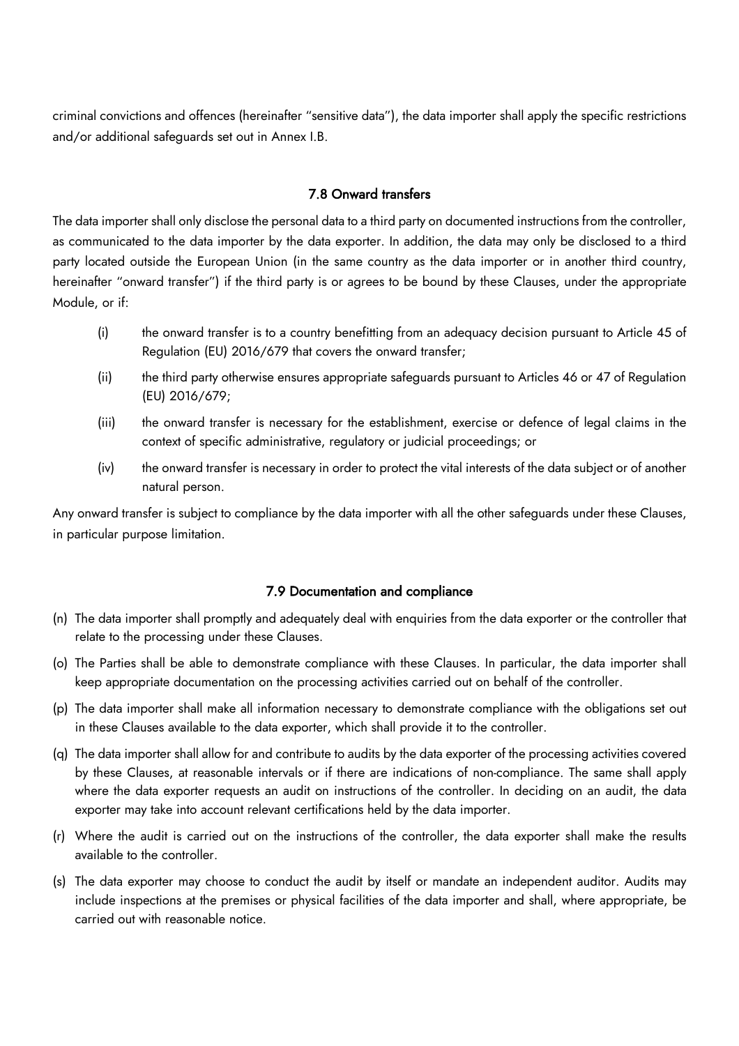criminal convictions and offences (hereinafter "sensitive data"), the data importer shall apply the specific restrictions and/or additional safeguards set out in Annex I.B.

### 7.8 Onward transfers

The data importer shall only disclose the personal data to a third party on documented instructions from the controller, as communicated to the data importer by the data exporter. In addition, the data may only be disclosed to a third party located outside the European Union (in the same country as the data importer or in another third country, hereinafter "onward transfer") if the third party is or agrees to be bound by these Clauses, under the appropriate Module, or if:

(i) the onward transfer is to a country benefitting from an adequacy decision pursuant to Article 45 of Regulation (EU) 2016/679 that covers the onward transfer;

(ii) the third party otherwise ensures appropriate safeguards pursuant to Articles 46 or 47 of Regulation (EU) 2016/679;

(iii) the onward transfer is necessary for the establishment, exercise or defence of legal claims in the context of specific administrative, regulatory or judicial proceedings; or

(iv) the onward transfer is necessary in order to protect the vital interests of the data subject or of another natural person.

Any onward transfer is subject to compliance by the data importer with all the other safeguards under these Clauses, in particular purpose limitation.

### 7.9 Documentation and compliance

(n) The data importer shall promptly and adequately deal with enquiries from the data exporter or the controller that relate to the processing under these Clauses.

(o) The Parties shall be able to demonstrate compliance with these Clauses. In particular, the data importer shall keep appropriate documentation on the processing activities carried out on behalf of the controller.

(p) The data importer shall make all information necessary to demonstrate compliance with the obligations set out in these Clauses available to the data exporter, which shall provide it to the controller.

(q) The data importer shall allow for and contribute to audits by the data exporter of the processing activities covered by these Clauses, at reasonable intervals or if there are indications of non-compliance. The same shall apply where the data exporter requests an audit on instructions of the controller. In deciding on an audit, the data exporter may take into account relevant certifications held by the data importer.

(r) Where the audit is carried out on the instructions of the controller, the data exporter shall make the results available to the controller.

(s) The data exporter may choose to conduct the audit by itself or mandate an independent auditor. Audits may include inspections at the premises or physical facilities of the data importer and shall, where appropriate, be carried out with reasonable notice.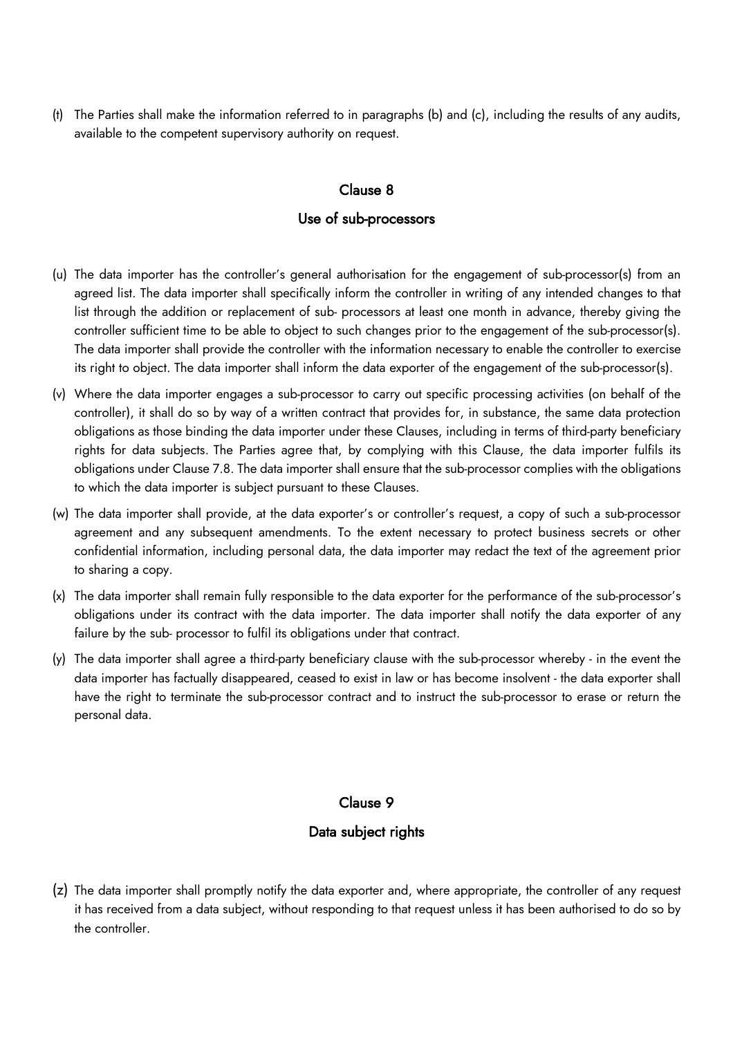(t) The Parties shall make the information referred to in paragraphs (b) and (c), including the results of any audits, available to the competent supervisory authority on request.

## Clause 8

## Use of sub-processors

(u) The data importer has the controller's general authorisation for the engagement of sub-processor(s) from an agreed list. The data importer shall specifically inform the controller in writing of any intended changes to that list through the addition or replacement of sub- processors at least one month in advance, thereby giving the controller sufficient time to be able to object to such changes prior to the engagement of the sub-processor(s). The data importer shall provide the controller with the information necessary to enable the controller to exercise its right to object. The data importer shall inform the data exporter of the engagement of the sub-processor(s).

(v) Where the data importer engages a sub-processor to carry out specific processing activities (on behalf of the controller), it shall do so by way of a written contract that provides for, in substance, the same data protection obligations as those binding the data importer under these Clauses, including in terms of third-party beneficiary rights for data subjects. The Parties agree that, by complying with this Clause, the data importer fulfils its obligations under Clause 7.8. The data importer shall ensure that the sub-processor complies with the obligations to which the data importer is subject pursuant to these Clauses.

(w) The data importer shall provide, at the data exporter's or controller's request, a copy of such a sub-processor agreement and any subsequent amendments. To the extent necessary to protect business secrets or other confidential information, including personal data, the data importer may redact the text of the agreement prior to sharing a copy.

(x) The data importer shall remain fully responsible to the data exporter for the performance of the sub-processor's obligations under its contract with the data importer. The data importer shall notify the data exporter of any failure by the sub- processor to fulfil its obligations under that contract.

(y) The data importer shall agree a third-party beneficiary clause with the sub-processor whereby - in the event the data importer has factually disappeared, ceased to exist in law or has become insolvent - the data exporter shall have the right to terminate the sub-processor contract and to instruct the sub-processor to erase or return the personal data.

## Clause 9

## Data subject rights

(z) The data importer shall promptly notify the data exporter and, where appropriate, the controller of any request it has received from a data subject, without responding to that request unless it has been authorised to do so by the controller.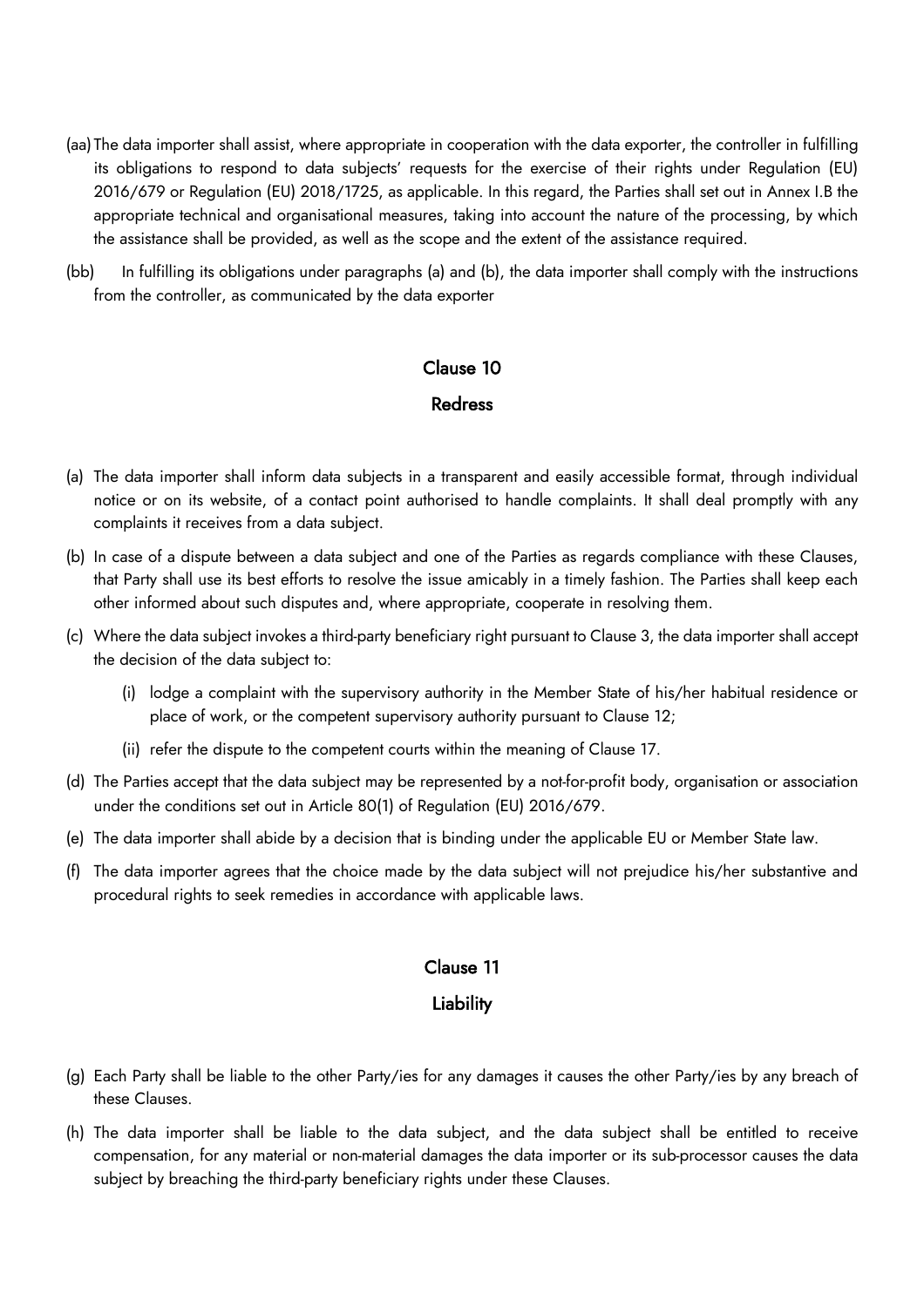(aa) The data importer shall assist, where appropriate in cooperation with the data exporter, the controller in fulfilling its obligations to respond to data subjects' requests for the exercise of their rights under Regulation (EU) 2016/679 or Regulation (EU) 2018/1725, as applicable. In this regard, the Parties shall set out in Annex I.B the appropriate technical and organisational measures, taking into account the nature of the processing, by which the assistance shall be provided, as well as the scope and the extent of the assistance required.

(bb) In fulfilling its obligations under paragraphs (a) and (b), the data importer shall comply with the instructions from the controller, as communicated by the data exporter

## Clause 10

## Redress

(a) The data importer shall inform data subjects in a transparent and easily accessible format, through individual notice or on its website, of a contact point authorised to handle complaints. It shall deal promptly with any complaints it receives from a data subject.

(b) In case of a dispute between a data subject and one of the Parties as regards compliance with these Clauses, that Party shall use its best efforts to resolve the issue amicably in a timely fashion. The Parties shall keep each other informed about such disputes and, where appropriate, cooperate in resolving them.

(c) Where the data subject invokes a third-party beneficiary right pursuant to Clause 3, the data importer shall accept the decision of the data subject to:

   (i) lodge a complaint with the supervisory authority in the Member State of his/her habitual residence or place of work, or the competent supervisory authority pursuant to Clause 12;

   (ii) refer the dispute to the competent courts within the meaning of Clause 17.

(d) The Parties accept that the data subject may be represented by a not-for-profit body, organisation or association under the conditions set out in Article 80(1) of Regulation (EU) 2016/679.

(e) The data importer shall abide by a decision that is binding under the applicable EU or Member State law.

(f) The data importer agrees that the choice made by the data subject will not prejudice his/her substantive and procedural rights to seek remedies in accordance with applicable laws.

## Clause 11

## Liability

(g) Each Party shall be liable to the other Party/ies for any damages it causes the other Party/ies by any breach of these Clauses.

(h) The data importer shall be liable to the data subject, and the data subject shall be entitled to receive compensation, for any material or non-material damages the data importer or its sub-processor causes the data subject by breaching the third-party beneficiary rights under these Clauses.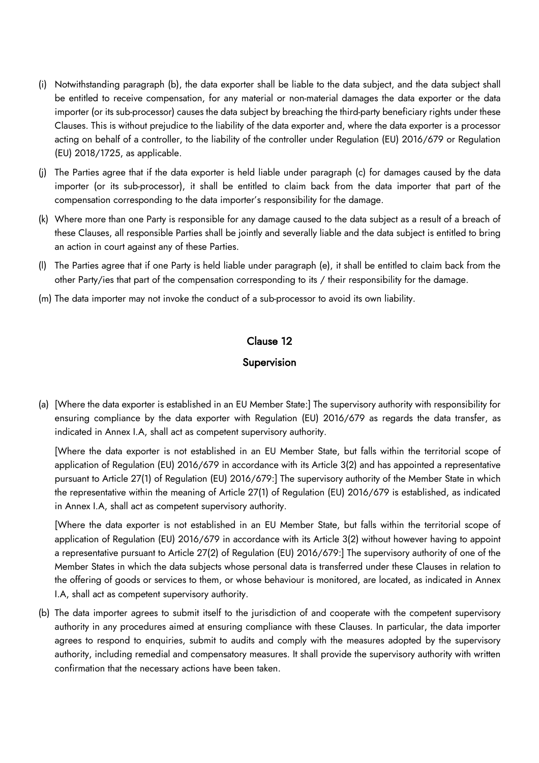(i) Notwithstanding paragraph (b), the data exporter shall be liable to the data subject, and the data subject shall be entitled to receive compensation, for any material or non-material damages the data exporter or the data importer (or its sub-processor) causes the data subject by breaching the third-party beneficiary rights under these Clauses. This is without prejudice to the liability of the data exporter and, where the data exporter is a processor acting on behalf of a controller, to the liability of the controller under Regulation (EU) 2016/679 or Regulation (EU) 2018/1725, as applicable.

(j) The Parties agree that if the data exporter is held liable under paragraph (c) for damages caused by the data importer (or its sub-processor), it shall be entitled to claim back from the data importer that part of the compensation corresponding to the data importer's responsibility for the damage.

(k) Where more than one Party is responsible for any damage caused to the data subject as a result of a breach of these Clauses, all responsible Parties shall be jointly and severally liable and the data subject is entitled to bring an action in court against any of these Parties.

(l) The Parties agree that if one Party is held liable under paragraph (e), it shall be entitled to claim back from the other Party/ies that part of the compensation corresponding to its / their responsibility for the damage.

(m) The data importer may not invoke the conduct of a sub-processor to avoid its own liability.

## Clause 12

## Supervision

(a) [Where the data exporter is established in an EU Member State:] The supervisory authority with responsibility for ensuring compliance by the data exporter with Regulation (EU) 2016/679 as regards the data transfer, as indicated in Annex I.A, shall act as competent supervisory authority.

[Where the data exporter is not established in an EU Member State, but falls within the territorial scope of application of Regulation (EU) 2016/679 in accordance with its Article 3(2) and has appointed a representative pursuant to Article 27(1) of Regulation (EU) 2016/679:] The supervisory authority of the Member State in which the representative within the meaning of Article 27(1) of Regulation (EU) 2016/679 is established, as indicated in Annex I.A, shall act as competent supervisory authority.

[Where the data exporter is not established in an EU Member State, but falls within the territorial scope of application of Regulation (EU) 2016/679 in accordance with its Article 3(2) without however having to appoint a representative pursuant to Article 27(2) of Regulation (EU) 2016/679:] The supervisory authority of one of the Member States in which the data subjects whose personal data is transferred under these Clauses in relation to the offering of goods or services to them, or whose behaviour is monitored, are located, as indicated in Annex I.A, shall act as competent supervisory authority.

(b) The data importer agrees to submit itself to the jurisdiction of and cooperate with the competent supervisory authority in any procedures aimed at ensuring compliance with these Clauses. In particular, the data importer agrees to respond to enquiries, submit to audits and comply with the measures adopted by the supervisory authority, including remedial and compensatory measures. It shall provide the supervisory authority with written confirmation that the necessary actions have been taken.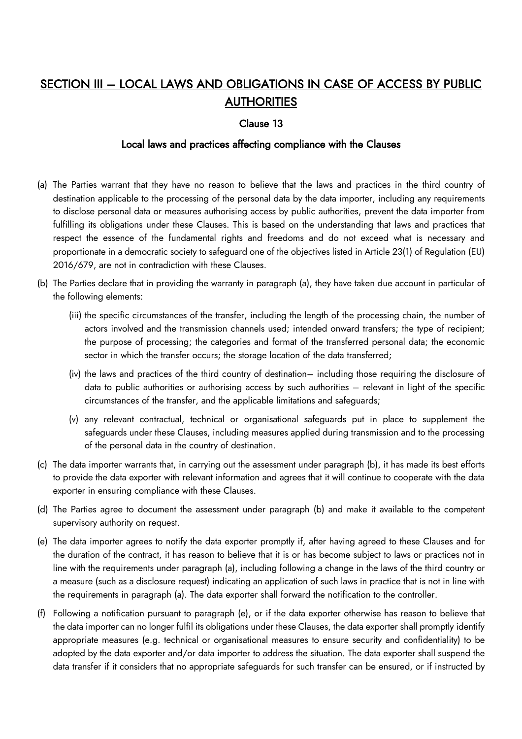## SECTION III – LOCAL LAWS AND OBLIGATIONS IN CASE OF ACCESS BY PUBLIC AUTHORITIES

### Clause 13

### Local laws and practices affecting compliance with the Clauses

(a) The Parties warrant that they have no reason to believe that the laws and practices in the third country of destination applicable to the processing of the personal data by the data importer, including any requirements to disclose personal data or measures authorising access by public authorities, prevent the data importer from fulfilling its obligations under these Clauses. This is based on the understanding that laws and practices that respect the essence of the fundamental rights and freedoms and do not exceed what is necessary and proportionate in a democratic society to safeguard one of the objectives listed in Article 23(1) of Regulation (EU) 2016/679, are not in contradiction with these Clauses.

(b) The Parties declare that in providing the warranty in paragraph (a), they have taken due account in particular of the following elements:

(iii) the specific circumstances of the transfer, including the length of the processing chain, the number of actors involved and the transmission channels used; intended onward transfers; the type of recipient; the purpose of processing; the categories and format of the transferred personal data; the economic sector in which the transfer occurs; the storage location of the data transferred;

(iv) the laws and practices of the third country of destination– including those requiring the disclosure of data to public authorities or authorising access by such authorities – relevant in light of the specific circumstances of the transfer, and the applicable limitations and safeguards;

(v) any relevant contractual, technical or organisational safeguards put in place to supplement the safeguards under these Clauses, including measures applied during transmission and to the processing of the personal data in the country of destination.

(c) The data importer warrants that, in carrying out the assessment under paragraph (b), it has made its best efforts to provide the data exporter with relevant information and agrees that it will continue to cooperate with the data exporter in ensuring compliance with these Clauses.

(d) The Parties agree to document the assessment under paragraph (b) and make it available to the competent supervisory authority on request.

(e) The data importer agrees to notify the data exporter promptly if, after having agreed to these Clauses and for the duration of the contract, it has reason to believe that it is or has become subject to laws or practices not in line with the requirements under paragraph (a), including following a change in the laws of the third country or a measure (such as a disclosure request) indicating an application of such laws in practice that is not in line with the requirements in paragraph (a). The data exporter shall forward the notification to the controller.

(f) Following a notification pursuant to paragraph (e), or if the data exporter otherwise has reason to believe that the data importer can no longer fulfil its obligations under these Clauses, the data exporter shall promptly identify appropriate measures (e.g. technical or organisational measures to ensure security and confidentiality) to be adopted by the data exporter and/or data importer to address the situation. The data exporter shall suspend the data transfer if it considers that no appropriate safeguards for such transfer can be ensured, or if instructed by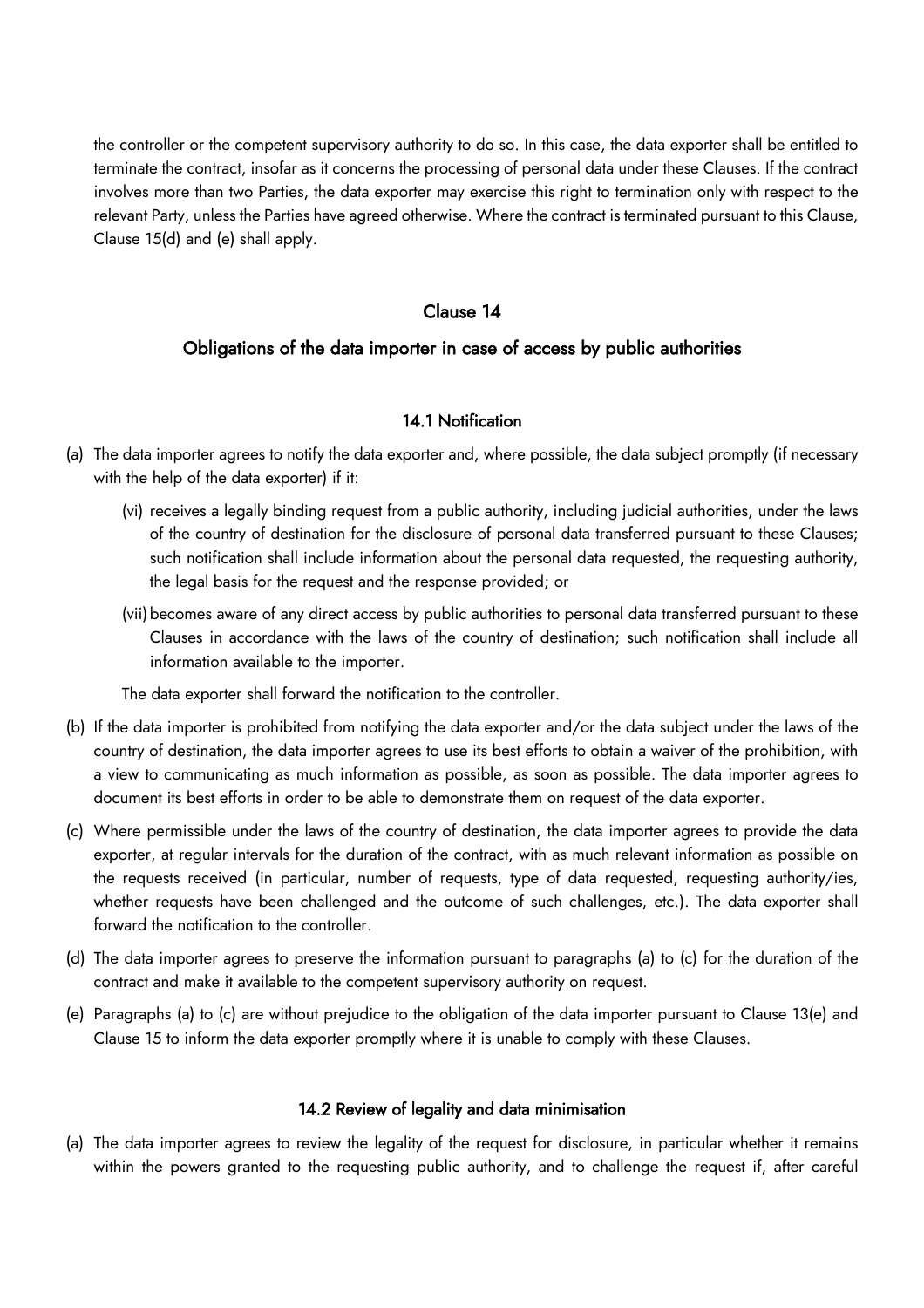the controller or the competent supervisory authority to do so. In this case, the data exporter shall be entitled to terminate the contract, insofar as it concerns the processing of personal data under these Clauses. If the contract involves more than two Parties, the data exporter may exercise this right to termination only with respect to the relevant Party, unless the Parties have agreed otherwise. Where the contract is terminated pursuant to this Clause, Clause 15(d) and (e) shall apply.

## Clause 14

## Obligations of the data importer in case of access by public authorities

### 14.1 Notification

(a) The data importer agrees to notify the data exporter and, where possible, the data subject promptly (if necessary with the help of the data exporter) if it:

  (vi) receives a legally binding request from a public authority, including judicial authorities, under the laws of the country of destination for the disclosure of personal data transferred pursuant to these Clauses; such notification shall include information about the personal data requested, the requesting authority, the legal basis for the request and the response provided; or

  (vii) becomes aware of any direct access by public authorities to personal data transferred pursuant to these Clauses in accordance with the laws of the country of destination; such notification shall include all information available to the importer.

  The data exporter shall forward the notification to the controller.

(b) If the data importer is prohibited from notifying the data exporter and/or the data subject under the laws of the country of destination, the data importer agrees to use its best efforts to obtain a waiver of the prohibition, with a view to communicating as much information as possible, as soon as possible. The data importer agrees to document its best efforts in order to be able to demonstrate them on request of the data exporter.

(c) Where permissible under the laws of the country of destination, the data importer agrees to provide the data exporter, at regular intervals for the duration of the contract, with as much relevant information as possible on the requests received (in particular, number of requests, type of data requested, requesting authority/ies, whether requests have been challenged and the outcome of such challenges, etc.). The data exporter shall forward the notification to the controller.

(d) The data importer agrees to preserve the information pursuant to paragraphs (a) to (c) for the duration of the contract and make it available to the competent supervisory authority on request.

(e) Paragraphs (a) to (c) are without prejudice to the obligation of the data importer pursuant to Clause 13(e) and Clause 15 to inform the data exporter promptly where it is unable to comply with these Clauses.

### 14.2 Review of legality and data minimisation

(a) The data importer agrees to review the legality of the request for disclosure, in particular whether it remains within the powers granted to the requesting public authority, and to challenge the request if, after careful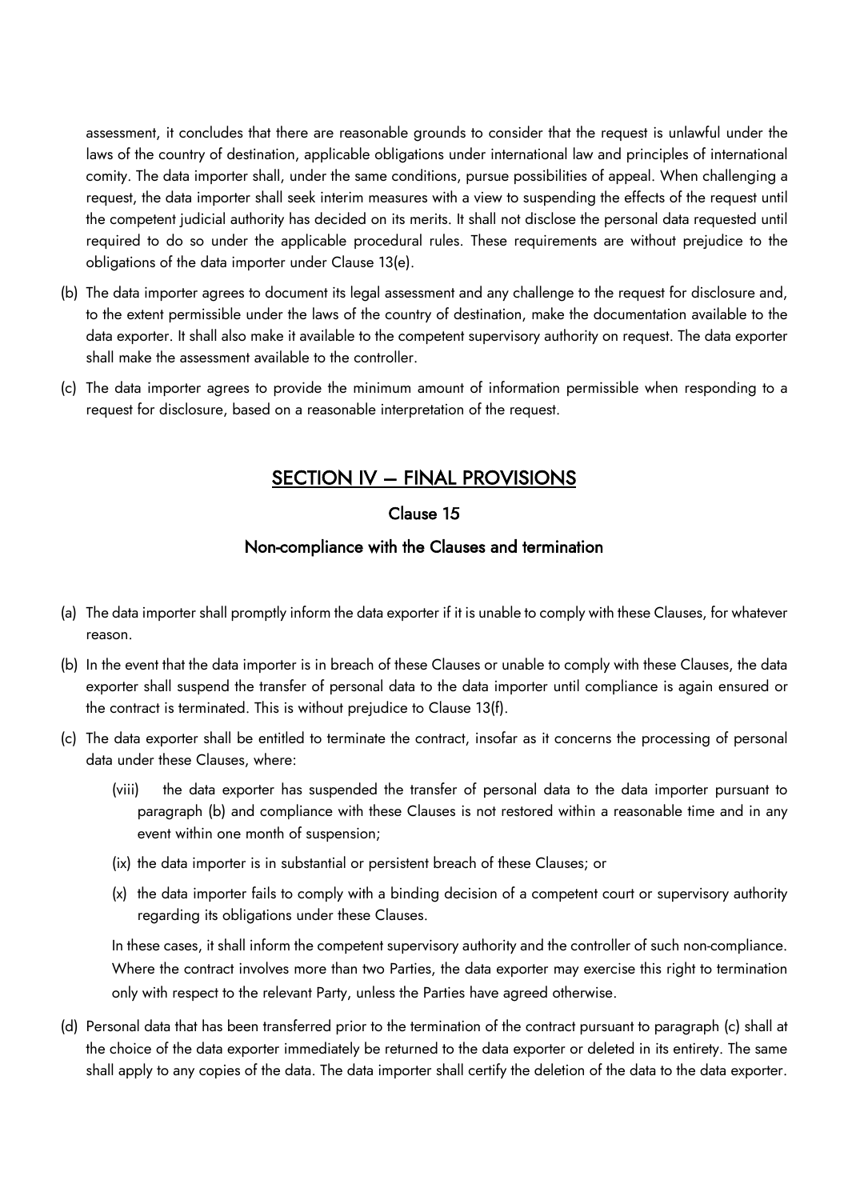assessment, it concludes that there are reasonable grounds to consider that the request is unlawful under the laws of the country of destination, applicable obligations under international law and principles of international comity. The data importer shall, under the same conditions, pursue possibilities of appeal. When challenging a request, the data importer shall seek interim measures with a view to suspending the effects of the request until the competent judicial authority has decided on its merits. It shall not disclose the personal data requested until required to do so under the applicable procedural rules. These requirements are without prejudice to the obligations of the data importer under Clause 13(e).

(b) The data importer agrees to document its legal assessment and any challenge to the request for disclosure and, to the extent permissible under the laws of the country of destination, make the documentation available to the data exporter. It shall also make it available to the competent supervisory authority on request. The data exporter shall make the assessment available to the controller.

(c) The data importer agrees to provide the minimum amount of information permissible when responding to a request for disclosure, based on a reasonable interpretation of the request.

## SECTION IV – FINAL PROVISIONS

### Clause 15

### Non-compliance with the Clauses and termination

(a) The data importer shall promptly inform the data exporter if it is unable to comply with these Clauses, for whatever reason.

(b) In the event that the data importer is in breach of these Clauses or unable to comply with these Clauses, the data exporter shall suspend the transfer of personal data to the data importer until compliance is again ensured or the contract is terminated. This is without prejudice to Clause 13(f).

(c) The data exporter shall be entitled to terminate the contract, insofar as it concerns the processing of personal data under these Clauses, where:

   (viii) the data exporter has suspended the transfer of personal data to the data importer pursuant to paragraph (b) and compliance with these Clauses is not restored within a reasonable time and in any event within one month of suspension;

   (ix) the data importer is in substantial or persistent breach of these Clauses; or

   (x) the data importer fails to comply with a binding decision of a competent court or supervisory authority regarding its obligations under these Clauses.

   In these cases, it shall inform the competent supervisory authority and the controller of such non-compliance. Where the contract involves more than two Parties, the data exporter may exercise this right to termination only with respect to the relevant Party, unless the Parties have agreed otherwise.

(d) Personal data that has been transferred prior to the termination of the contract pursuant to paragraph (c) shall at the choice of the data exporter immediately be returned to the data exporter or deleted in its entirety. The same shall apply to any copies of the data. The data importer shall certify the deletion of the data to the data exporter.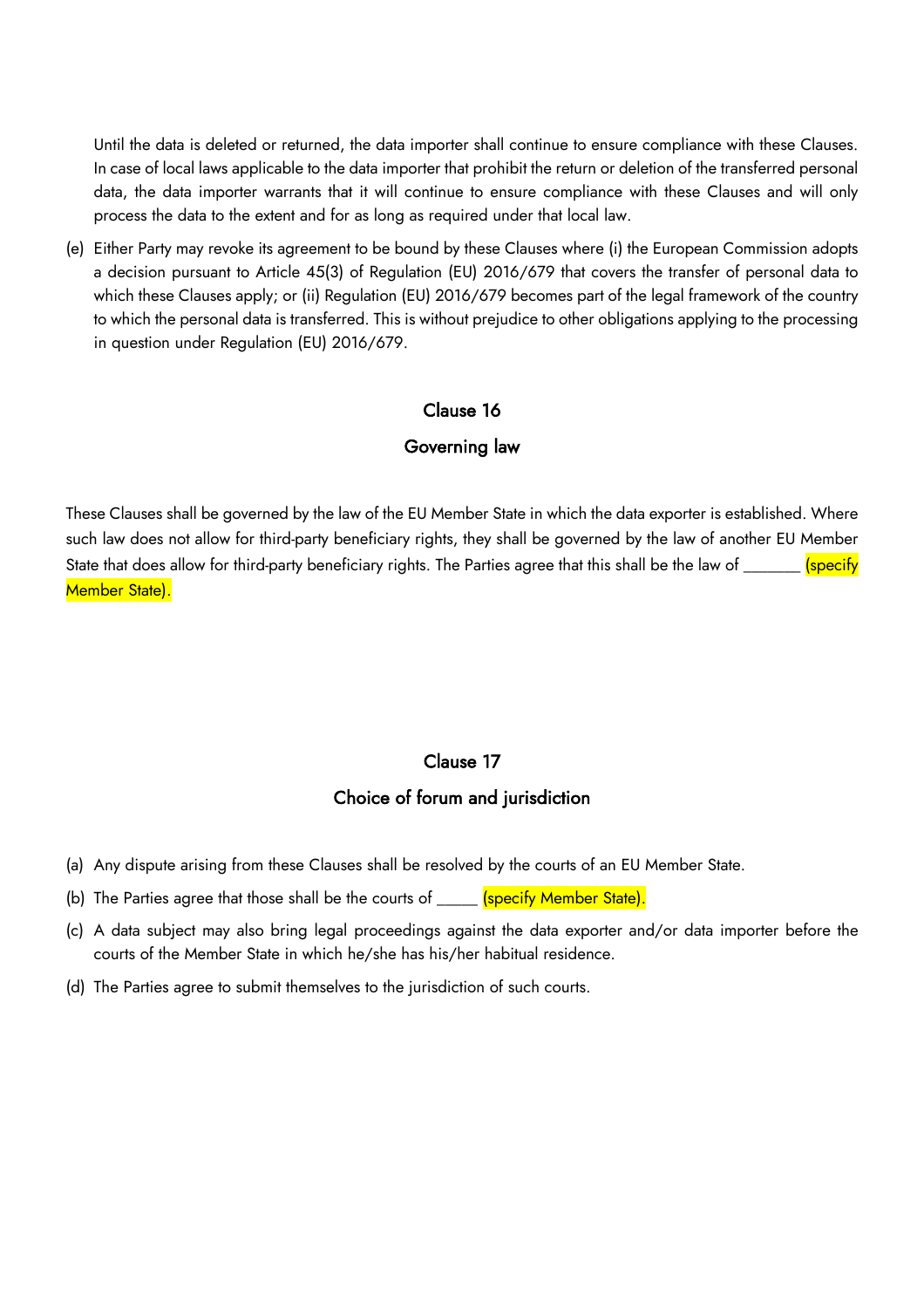Until the data is deleted or returned, the data importer shall continue to ensure compliance with these Clauses. In case of local laws applicable to the data importer that prohibit the return or deletion of the transferred personal data, the data importer warrants that it will continue to ensure compliance with these Clauses and will only process the data to the extent and for as long as required under that local law.

(e) Either Party may revoke its agreement to be bound by these Clauses where (i) the European Commission adopts a decision pursuant to Article 45(3) of Regulation (EU) 2016/679 that covers the transfer of personal data to which these Clauses apply; or (ii) Regulation (EU) 2016/679 becomes part of the legal framework of the country to which the personal data is transferred. This is without prejudice to other obligations applying to the processing in question under Regulation (EU) 2016/679.

## Clause 16

## Governing law

These Clauses shall be governed by the law of the EU Member State in which the data exporter is established. Where such law does not allow for third-party beneficiary rights, they shall be governed by the law of another EU Member State that does allow for third-party beneficiary rights. The Parties agree that this shall be the law of _______ (specify Member State).

## Clause 17

## Choice of forum and jurisdiction

(a) Any dispute arising from these Clauses shall be resolved by the courts of an EU Member State.

(b) The Parties agree that those shall be the courts of _____ (specify Member State).

(c) A data subject may also bring legal proceedings against the data exporter and/or data importer before the courts of the Member State in which he/she has his/her habitual residence.

(d) The Parties agree to submit themselves to the jurisdiction of such courts.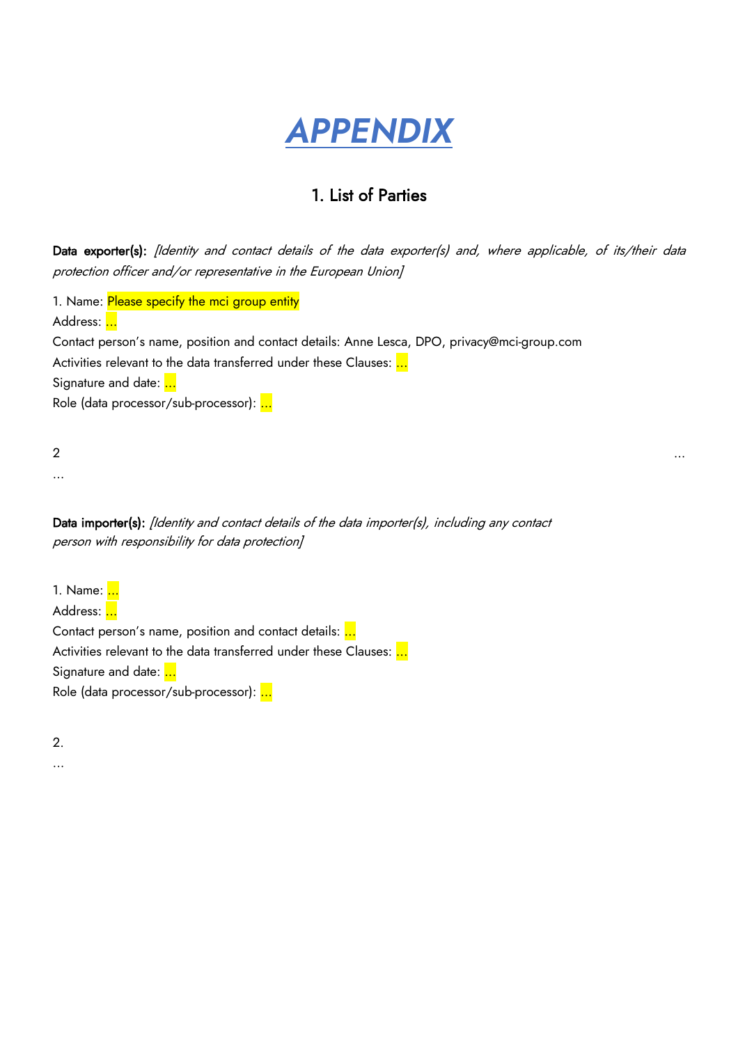# *APPENDIX*

## 1. List of Parties

**Data exporter(s):** *[Identity and contact details of the data exporter(s) and, where applicable, of its/their data protection officer and/or representative in the European Union]*

1. Name: Please specify the mci group entity
Address: ...
Contact person's name, position and contact details: Anne Lesca, DPO, privacy@mci-group.com
Activities relevant to the data transferred under these Clauses: ...
Signature and date: ...
Role (data processor/sub-processor): ...

2 ...
...

**Data importer(s):** *[Identity and contact details of the data importer(s), including any contact person with responsibility for data protection]*

1. Name: ...
Address: ...
Contact person's name, position and contact details: ...
Activities relevant to the data transferred under these Clauses: ...
Signature and date: ...
Role (data processor/sub-processor): ...

2.
...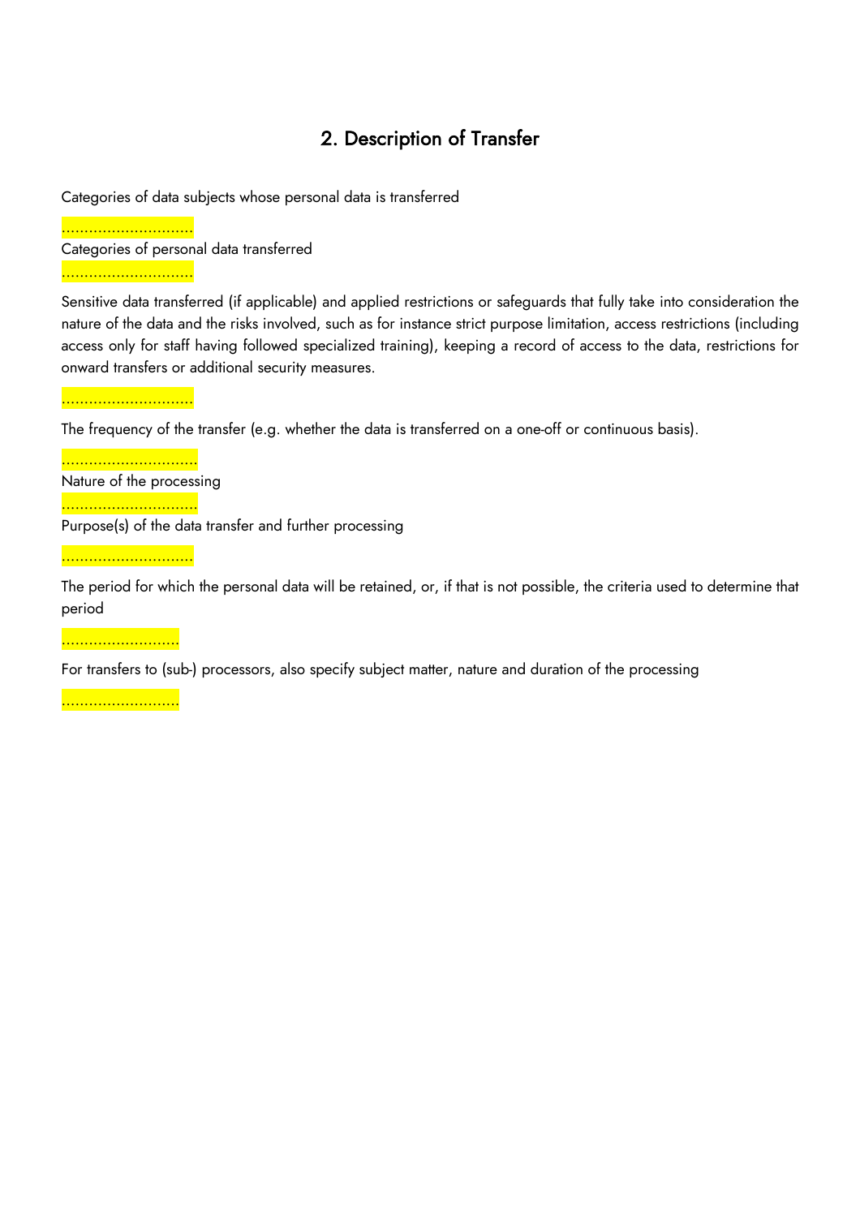## 2. Description of Transfer

Categories of data subjects whose personal data is transferred

…………………………

Categories of personal data transferred

…………………………

Sensitive data transferred (if applicable) and applied restrictions or safeguards that fully take into consideration the nature of the data and the risks involved, such as for instance strict purpose limitation, access restrictions (including access only for staff having followed specialized training), keeping a record of access to the data, restrictions for onward transfers or additional security measures.

…………………………

The frequency of the transfer (e.g. whether the data is transferred on a one-off or continuous basis).

…………………………

Nature of the processing

…………………………

Purpose(s) of the data transfer and further processing

…………………………

The period for which the personal data will be retained, or, if that is not possible, the criteria used to determine that period

………………………

For transfers to (sub-) processors, also specify subject matter, nature and duration of the processing

………………………